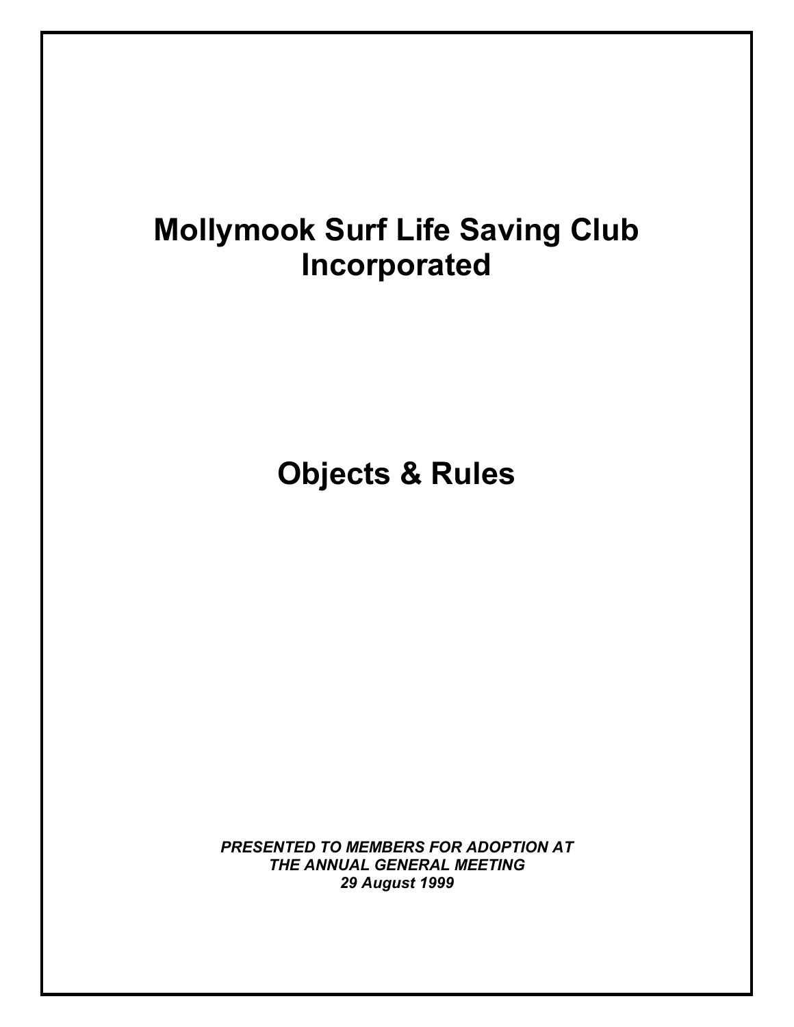# Mollymook Surf Life Saving Club Incorporated

# Objects & Rules

***PRESENTED TO MEMBERS FOR ADOPTION AT THE ANNUAL GENERAL MEETING 29 August 1999***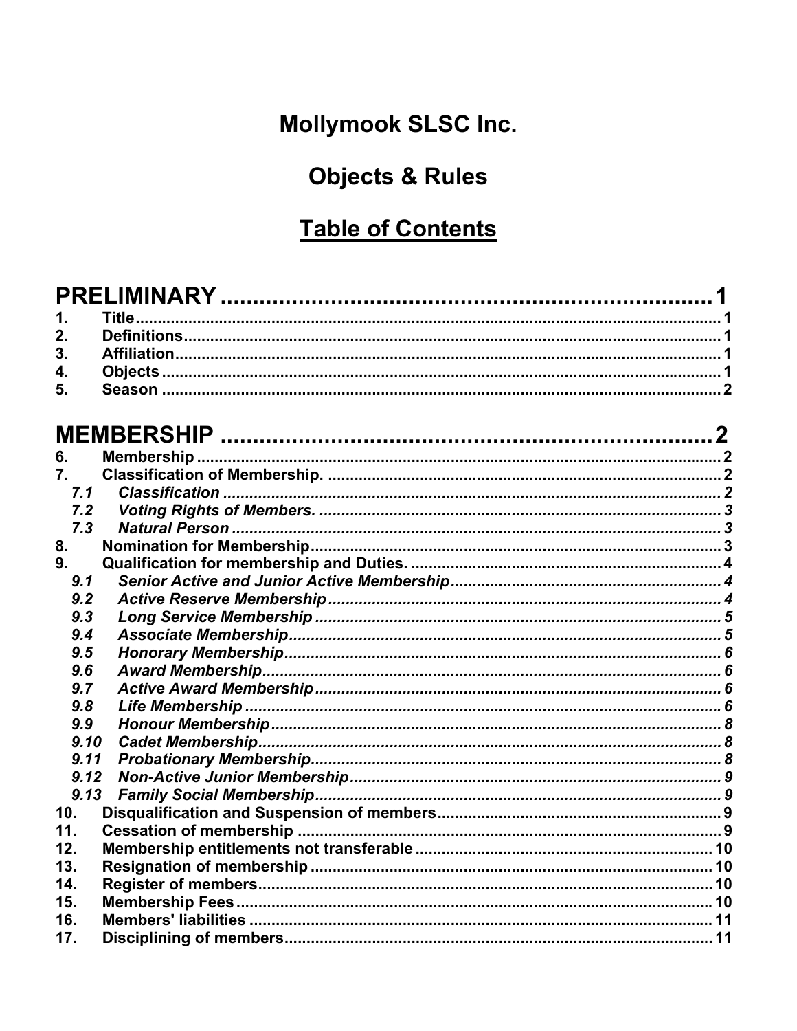# Mollymook SLSC Inc.

# Objects & Rules

# Table of Contents

## PRELIMINARY ........ 1

1. Title ........ 1
2. Definitions ........ 1
3. Affiliation ........ 1
4. Objects ........ 1
5. Season ........ 2

## MEMBERSHIP ........ 2

6. Membership ........ 2
7. Classification of Membership. ........ 2
   - *7.1 Classification ........ 2*
   - *7.2 Voting Rights of Members. ........ 3*
   - *7.3 Natural Person ........ 3*
8. Nomination for Membership ........ 3
9. Qualification for membership and Duties. ........ 4
   - *9.1 Senior Active and Junior Active Membership ........ 4*
   - *9.2 Active Reserve Membership ........ 4*
   - *9.3 Long Service Membership ........ 5*
   - *9.4 Associate Membership ........ 5*
   - *9.5 Honorary Membership ........ 6*
   - *9.6 Award Membership ........ 6*
   - *9.7 Active Award Membership ........ 6*
   - *9.8 Life Membership ........ 6*
   - *9.9 Honour Membership ........ 8*
   - *9.10 Cadet Membership ........ 8*
   - *9.11 Probationary Membership ........ 8*
   - *9.12 Non-Active Junior Membership ........ 9*
   - *9.13 Family Social Membership ........ 9*
10. Disqualification and Suspension of members ........ 9
11. Cessation of membership ........ 9
12. Membership entitlements not transferable ........ 10
13. Resignation of membership ........ 10
14. Register of members ........ 10
15. Membership Fees ........ 10
16. Members' liabilities ........ 11
17. Disciplining of members ........ 11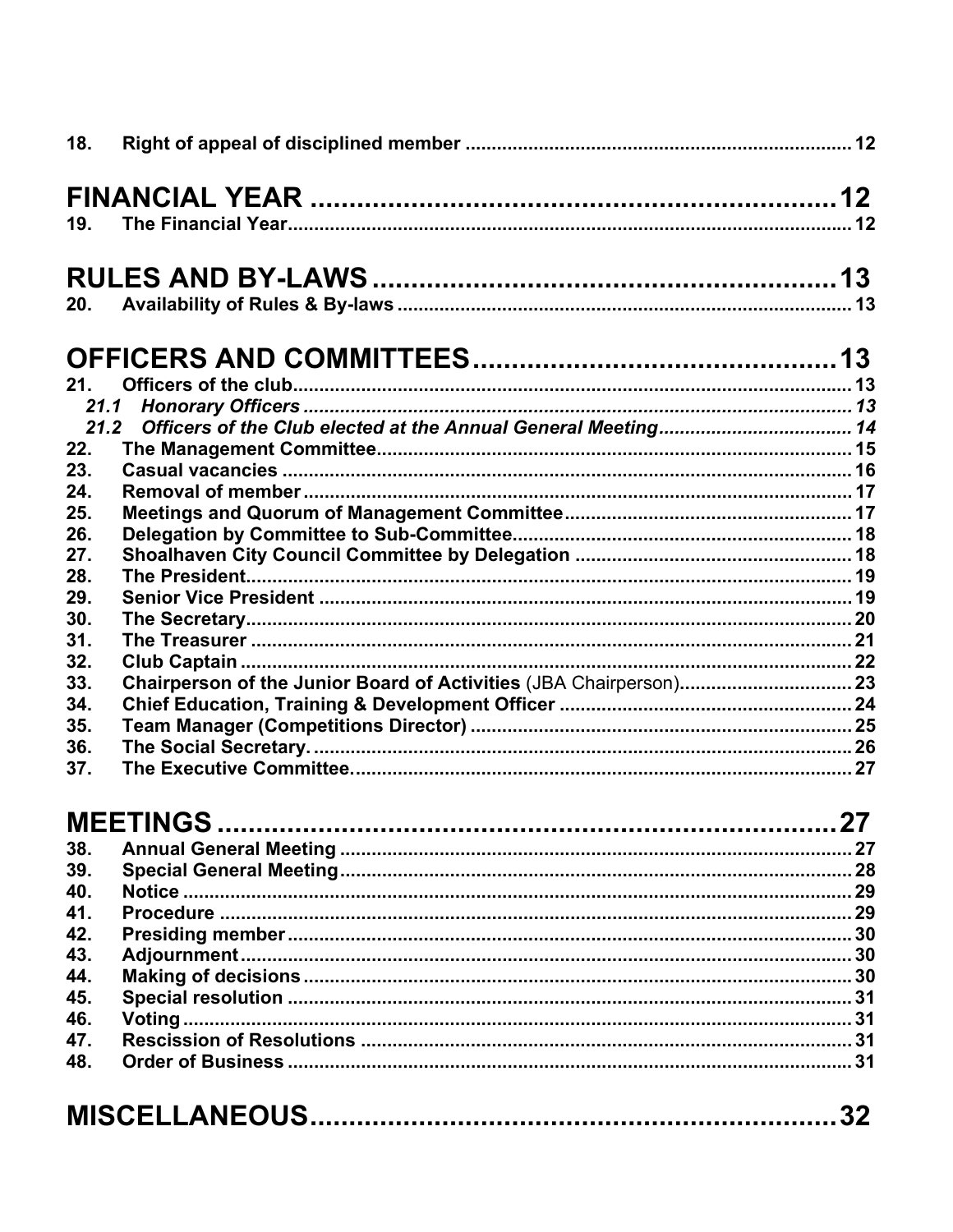18. **Right of appeal of disciplined member** .......... 12

**FINANCIAL YEAR** .......... 12

19. **The Financial Year** .......... 12

**RULES AND BY-LAWS** .......... 13

20. **Availability of Rules & By-laws** .......... 13

**OFFICERS AND COMMITTEES** .......... 13

21. **Officers of the club** .......... 13
    - ***21.1 Honorary Officers*** .......... 13
    - ***21.2 Officers of the Club elected at the Annual General Meeting*** .......... 14
22. **The Management Committee** .......... 15
23. **Casual vacancies** .......... 16
24. **Removal of member** .......... 17
25. **Meetings and Quorum of Management Committee** .......... 17
26. **Delegation by Committee to Sub-Committee** .......... 18
27. **Shoalhaven City Council Committee by Delegation** .......... 18
28. **The President** .......... 19
29. **Senior Vice President** .......... 19
30. **The Secretary** .......... 20
31. **The Treasurer** .......... 21
32. **Club Captain** .......... 22
33. **Chairperson of the Junior Board of Activities** (JBA Chairperson) .......... 23
34. **Chief Education, Training & Development Officer** .......... 24
35. **Team Manager (Competitions Director)** .......... 25
36. **The Social Secretary.** .......... 26
37. **The Executive Committee.** .......... 27

**MEETINGS** .......... 27

38. **Annual General Meeting** .......... 27
39. **Special General Meeting** .......... 28
40. **Notice** .......... 29
41. **Procedure** .......... 29
42. **Presiding member** .......... 30
43. **Adjournment** .......... 30
44. **Making of decisions** .......... 30
45. **Special resolution** .......... 31
46. **Voting** .......... 31
47. **Rescission of Resolutions** .......... 31
48. **Order of Business** .......... 31

**MISCELLANEOUS** .......... 32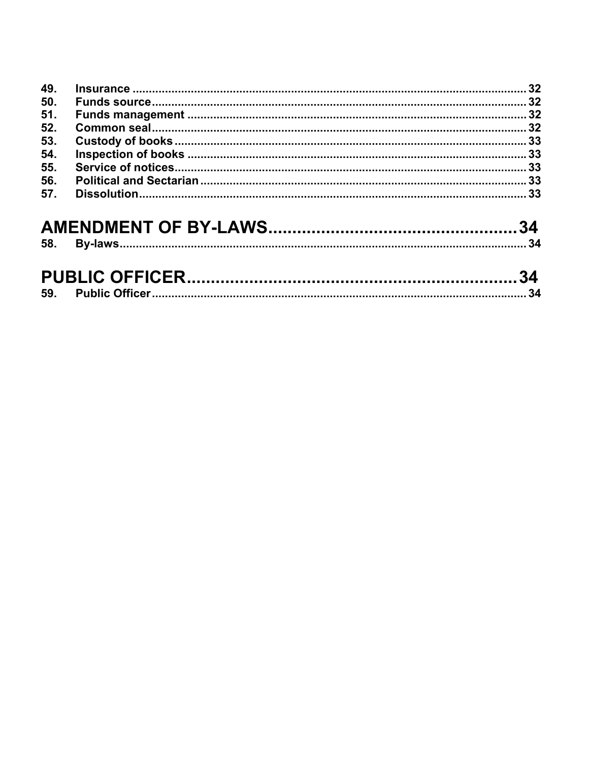| | | |
|---|---|---|
| 49. | Insurance | 32 |
| 50. | Funds source | 32 |
| 51. | Funds management | 32 |
| 52. | Common seal | 32 |
| 53. | Custody of books | 33 |
| 54. | Inspection of books | 33 |
| 55. | Service of notices | 33 |
| 56. | Political and Sectarian | 33 |
| 57. | Dissolution | 33 |

## AMENDMENT OF BY-LAWS ........ 34

| | | |
|---|---|---|
| 58. | By-laws | 34 |

## PUBLIC OFFICER ........ 34

| | | |
|---|---|---|
| 59. | Public Officer | 34 |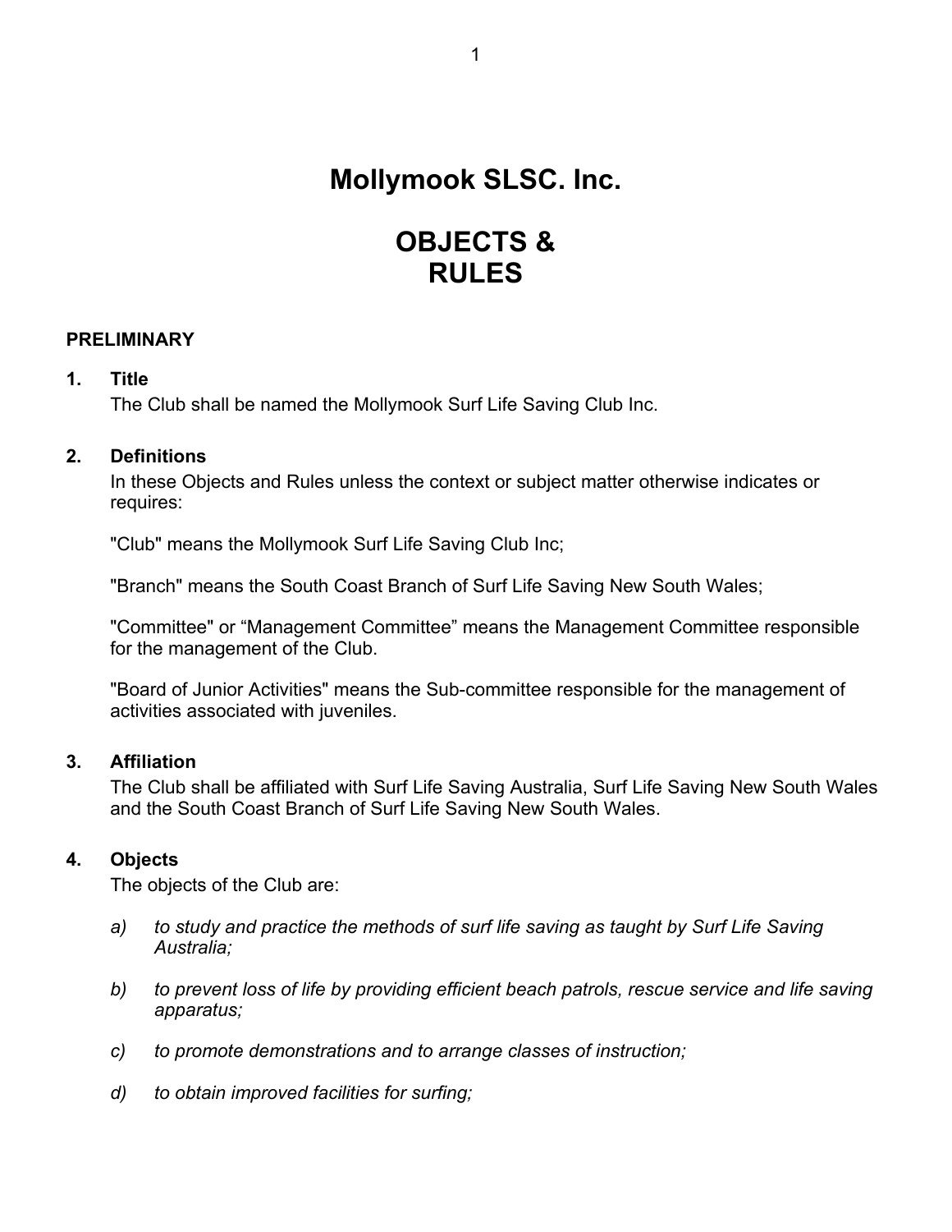# Mollymook SLSC. Inc.

# OBJECTS & RULES

## PRELIMINARY

### 1. Title

The Club shall be named the Mollymook Surf Life Saving Club Inc.

### 2. Definitions

In these Objects and Rules unless the context or subject matter otherwise indicates or requires:

"Club" means the Mollymook Surf Life Saving Club Inc;

"Branch" means the South Coast Branch of Surf Life Saving New South Wales;

"Committee" or "Management Committee" means the Management Committee responsible for the management of the Club.

"Board of Junior Activities" means the Sub-committee responsible for the management of activities associated with juveniles.

### 3. Affiliation

The Club shall be affiliated with Surf Life Saving Australia, Surf Life Saving New South Wales and the South Coast Branch of Surf Life Saving New South Wales.

### 4. Objects

The objects of the Club are:

a) *to study and practice the methods of surf life saving as taught by Surf Life Saving Australia;*

b) *to prevent loss of life by providing efficient beach patrols, rescue service and life saving apparatus;*

c) *to promote demonstrations and to arrange classes of instruction;*

d) *to obtain improved facilities for surfing;*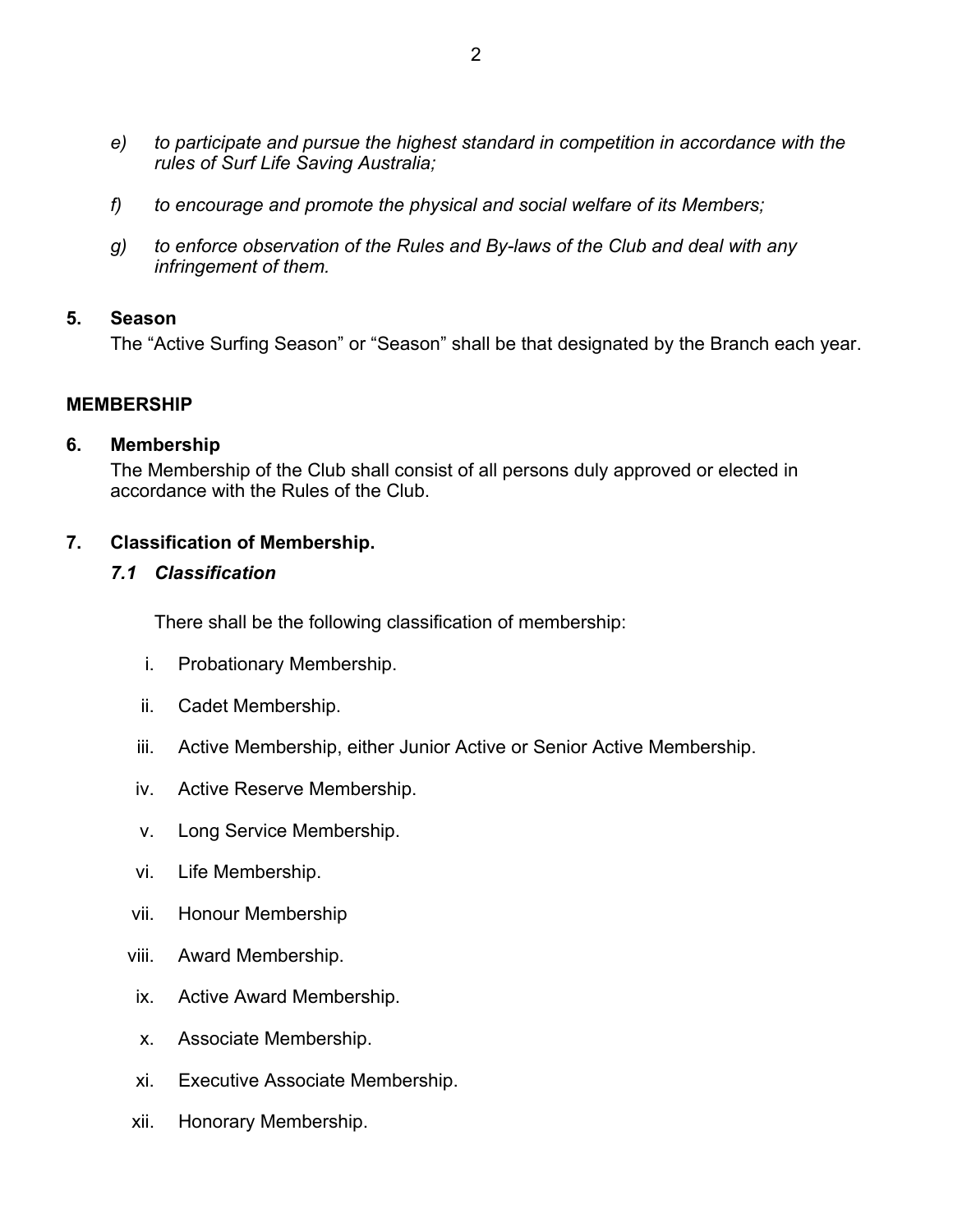e) *to participate and pursue the highest standard in competition in accordance with the rules of Surf Life Saving Australia;*

f) *to encourage and promote the physical and social welfare of its Members;*

g) *to enforce observation of the Rules and By-laws of the Club and deal with any infringement of them.*

**5. Season**

The "Active Surfing Season" or "Season" shall be that designated by the Branch each year.

## MEMBERSHIP

**6. Membership**

The Membership of the Club shall consist of all persons duly approved or elected in accordance with the Rules of the Club.

**7. Classification of Membership.**

***7.1 Classification***

There shall be the following classification of membership:

i. Probationary Membership.

ii. Cadet Membership.

iii. Active Membership, either Junior Active or Senior Active Membership.

iv. Active Reserve Membership.

v. Long Service Membership.

vi. Life Membership.

vii. Honour Membership

viii. Award Membership.

ix. Active Award Membership.

x. Associate Membership.

xi. Executive Associate Membership.

xii. Honorary Membership.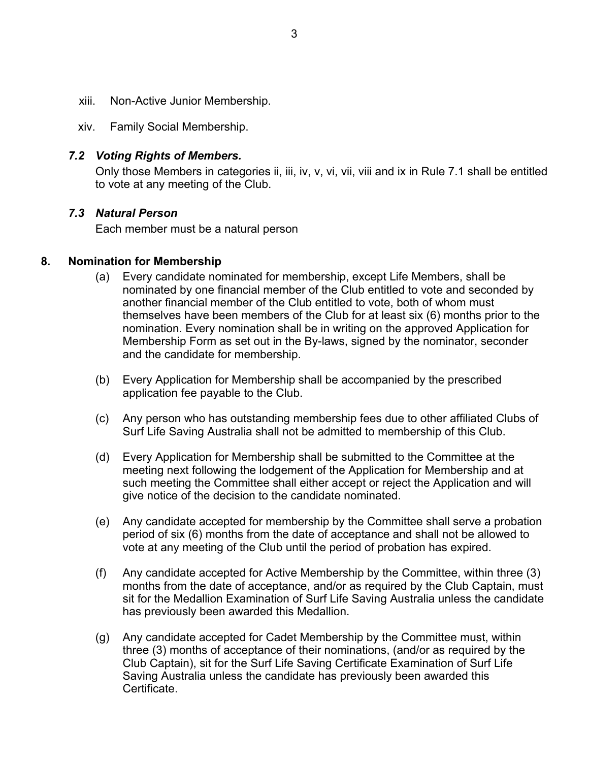xiii. Non-Active Junior Membership.

xiv. Family Social Membership.

### *7.2 Voting Rights of Members.*

Only those Members in categories ii, iii, iv, v, vi, vii, viii and ix in Rule 7.1 shall be entitled to vote at any meeting of the Club.

### *7.3 Natural Person*

Each member must be a natural person

## 8. Nomination for Membership

(a) Every candidate nominated for membership, except Life Members, shall be nominated by one financial member of the Club entitled to vote and seconded by another financial member of the Club entitled to vote, both of whom must themselves have been members of the Club for at least six (6) months prior to the nomination. Every nomination shall be in writing on the approved Application for Membership Form as set out in the By-laws, signed by the nominator, seconder and the candidate for membership.

(b) Every Application for Membership shall be accompanied by the prescribed application fee payable to the Club.

(c) Any person who has outstanding membership fees due to other affiliated Clubs of Surf Life Saving Australia shall not be admitted to membership of this Club.

(d) Every Application for Membership shall be submitted to the Committee at the meeting next following the lodgement of the Application for Membership and at such meeting the Committee shall either accept or reject the Application and will give notice of the decision to the candidate nominated.

(e) Any candidate accepted for membership by the Committee shall serve a probation period of six (6) months from the date of acceptance and shall not be allowed to vote at any meeting of the Club until the period of probation has expired.

(f) Any candidate accepted for Active Membership by the Committee, within three (3) months from the date of acceptance, and/or as required by the Club Captain, must sit for the Medallion Examination of Surf Life Saving Australia unless the candidate has previously been awarded this Medallion.

(g) Any candidate accepted for Cadet Membership by the Committee must, within three (3) months of acceptance of their nominations, (and/or as required by the Club Captain), sit for the Surf Life Saving Certificate Examination of Surf Life Saving Australia unless the candidate has previously been awarded this Certificate.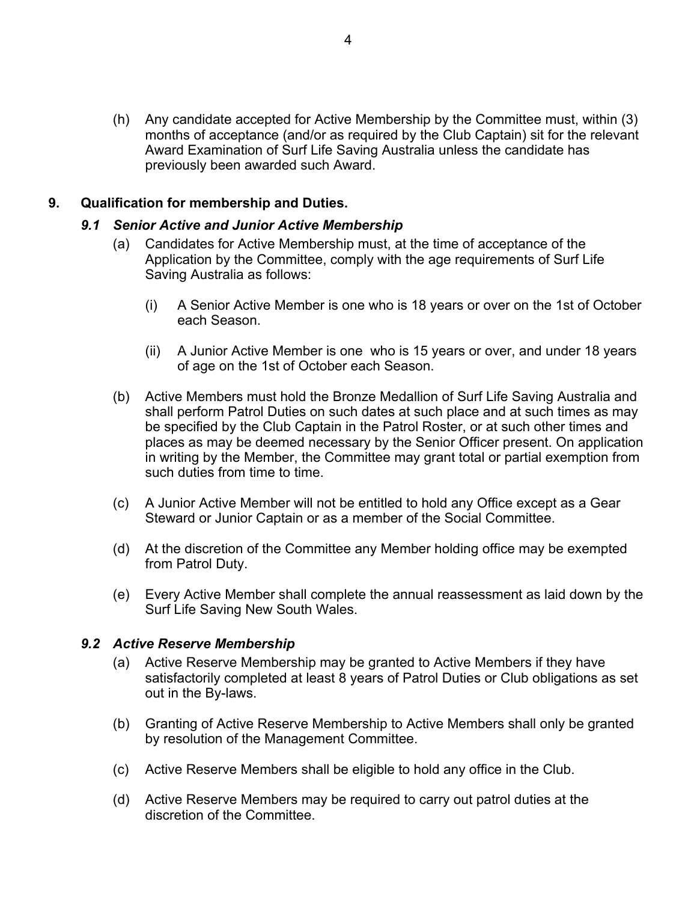(h) Any candidate accepted for Active Membership by the Committee must, within (3) months of acceptance (and/or as required by the Club Captain) sit for the relevant Award Examination of Surf Life Saving Australia unless the candidate has previously been awarded such Award.

## 9. Qualification for membership and Duties.

### *9.1 Senior Active and Junior Active Membership*

(a) Candidates for Active Membership must, at the time of acceptance of the Application by the Committee, comply with the age requirements of Surf Life Saving Australia as follows:

(i) A Senior Active Member is one who is 18 years or over on the 1st of October each Season.

(ii) A Junior Active Member is one who is 15 years or over, and under 18 years of age on the 1st of October each Season.

(b) Active Members must hold the Bronze Medallion of Surf Life Saving Australia and shall perform Patrol Duties on such dates at such place and at such times as may be specified by the Club Captain in the Patrol Roster, or at such other times and places as may be deemed necessary by the Senior Officer present. On application in writing by the Member, the Committee may grant total or partial exemption from such duties from time to time.

(c) A Junior Active Member will not be entitled to hold any Office except as a Gear Steward or Junior Captain or as a member of the Social Committee.

(d) At the discretion of the Committee any Member holding office may be exempted from Patrol Duty.

(e) Every Active Member shall complete the annual reassessment as laid down by the Surf Life Saving New South Wales.

### *9.2 Active Reserve Membership*

(a) Active Reserve Membership may be granted to Active Members if they have satisfactorily completed at least 8 years of Patrol Duties or Club obligations as set out in the By-laws.

(b) Granting of Active Reserve Membership to Active Members shall only be granted by resolution of the Management Committee.

(c) Active Reserve Members shall be eligible to hold any office in the Club.

(d) Active Reserve Members may be required to carry out patrol duties at the discretion of the Committee.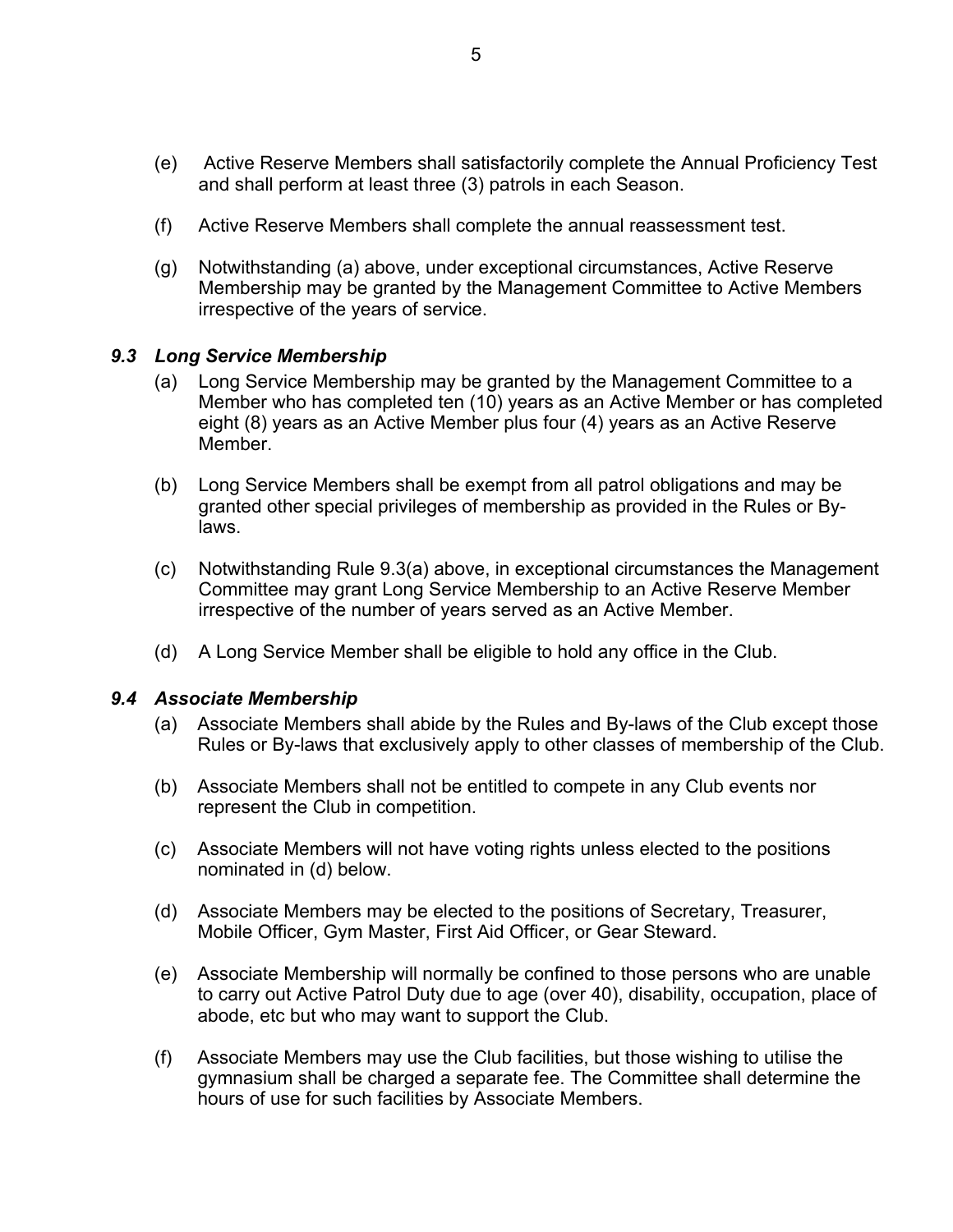(e) Active Reserve Members shall satisfactorily complete the Annual Proficiency Test and shall perform at least three (3) patrols in each Season.

(f) Active Reserve Members shall complete the annual reassessment test.

(g) Notwithstanding (a) above, under exceptional circumstances, Active Reserve Membership may be granted by the Management Committee to Active Members irrespective of the years of service.

### *9.3 Long Service Membership*

(a) Long Service Membership may be granted by the Management Committee to a Member who has completed ten (10) years as an Active Member or has completed eight (8) years as an Active Member plus four (4) years as an Active Reserve Member.

(b) Long Service Members shall be exempt from all patrol obligations and may be granted other special privileges of membership as provided in the Rules or By-laws.

(c) Notwithstanding Rule 9.3(a) above, in exceptional circumstances the Management Committee may grant Long Service Membership to an Active Reserve Member irrespective of the number of years served as an Active Member.

(d) A Long Service Member shall be eligible to hold any office in the Club.

### *9.4 Associate Membership*

(a) Associate Members shall abide by the Rules and By-laws of the Club except those Rules or By-laws that exclusively apply to other classes of membership of the Club.

(b) Associate Members shall not be entitled to compete in any Club events nor represent the Club in competition.

(c) Associate Members will not have voting rights unless elected to the positions nominated in (d) below.

(d) Associate Members may be elected to the positions of Secretary, Treasurer, Mobile Officer, Gym Master, First Aid Officer, or Gear Steward.

(e) Associate Membership will normally be confined to those persons who are unable to carry out Active Patrol Duty due to age (over 40), disability, occupation, place of abode, etc but who may want to support the Club.

(f) Associate Members may use the Club facilities, but those wishing to utilise the gymnasium shall be charged a separate fee. The Committee shall determine the hours of use for such facilities by Associate Members.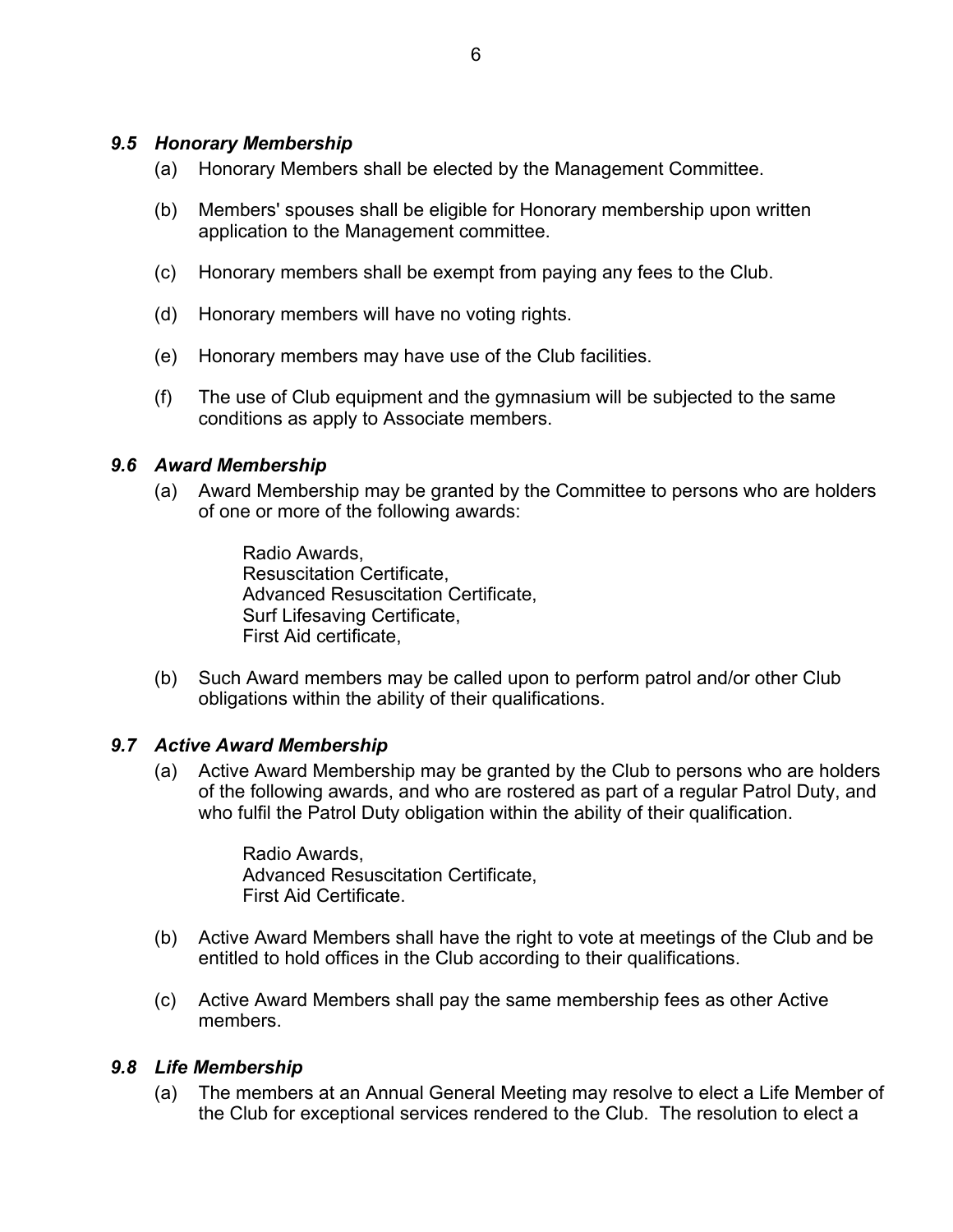### *9.5 Honorary Membership*

(a) Honorary Members shall be elected by the Management Committee.

(b) Members' spouses shall be eligible for Honorary membership upon written application to the Management committee.

(c) Honorary members shall be exempt from paying any fees to the Club.

(d) Honorary members will have no voting rights.

(e) Honorary members may have use of the Club facilities.

(f) The use of Club equipment and the gymnasium will be subjected to the same conditions as apply to Associate members.

### *9.6 Award Membership*

(a) Award Membership may be granted by the Committee to persons who are holders of one or more of the following awards:

Radio Awards,
Resuscitation Certificate,
Advanced Resuscitation Certificate,
Surf Lifesaving Certificate,
First Aid certificate,

(b) Such Award members may be called upon to perform patrol and/or other Club obligations within the ability of their qualifications.

### *9.7 Active Award Membership*

(a) Active Award Membership may be granted by the Club to persons who are holders of the following awards, and who are rostered as part of a regular Patrol Duty, and who fulfil the Patrol Duty obligation within the ability of their qualification.

Radio Awards,
Advanced Resuscitation Certificate,
First Aid Certificate.

(b) Active Award Members shall have the right to vote at meetings of the Club and be entitled to hold offices in the Club according to their qualifications.

(c) Active Award Members shall pay the same membership fees as other Active members.

### *9.8 Life Membership*

(a) The members at an Annual General Meeting may resolve to elect a Life Member of the Club for exceptional services rendered to the Club. The resolution to elect a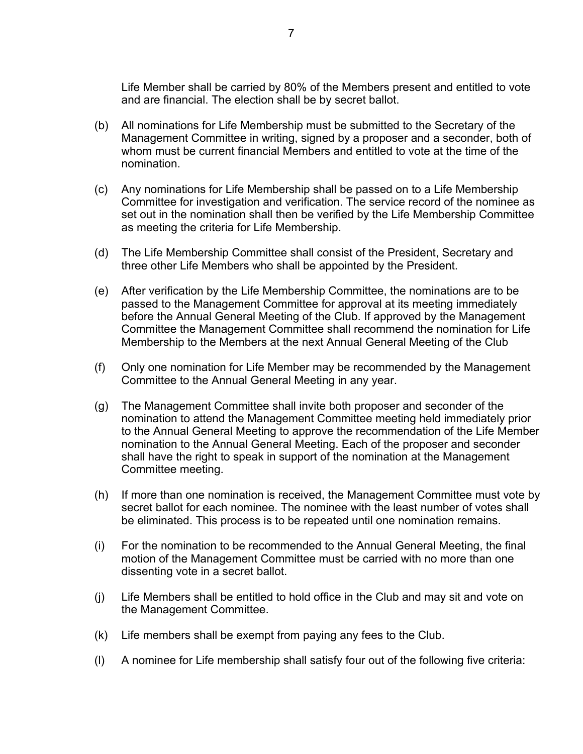Life Member shall be carried by 80% of the Members present and entitled to vote and are financial. The election shall be by secret ballot.

(b) All nominations for Life Membership must be submitted to the Secretary of the Management Committee in writing, signed by a proposer and a seconder, both of whom must be current financial Members and entitled to vote at the time of the nomination.

(c) Any nominations for Life Membership shall be passed on to a Life Membership Committee for investigation and verification. The service record of the nominee as set out in the nomination shall then be verified by the Life Membership Committee as meeting the criteria for Life Membership.

(d) The Life Membership Committee shall consist of the President, Secretary and three other Life Members who shall be appointed by the President.

(e) After verification by the Life Membership Committee, the nominations are to be passed to the Management Committee for approval at its meeting immediately before the Annual General Meeting of the Club. If approved by the Management Committee the Management Committee shall recommend the nomination for Life Membership to the Members at the next Annual General Meeting of the Club

(f) Only one nomination for Life Member may be recommended by the Management Committee to the Annual General Meeting in any year.

(g) The Management Committee shall invite both proposer and seconder of the nomination to attend the Management Committee meeting held immediately prior to the Annual General Meeting to approve the recommendation of the Life Member nomination to the Annual General Meeting. Each of the proposer and seconder shall have the right to speak in support of the nomination at the Management Committee meeting.

(h) If more than one nomination is received, the Management Committee must vote by secret ballot for each nominee. The nominee with the least number of votes shall be eliminated. This process is to be repeated until one nomination remains.

(i) For the nomination to be recommended to the Annual General Meeting, the final motion of the Management Committee must be carried with no more than one dissenting vote in a secret ballot.

(j) Life Members shall be entitled to hold office in the Club and may sit and vote on the Management Committee.

(k) Life members shall be exempt from paying any fees to the Club.

(l) A nominee for Life membership shall satisfy four out of the following five criteria: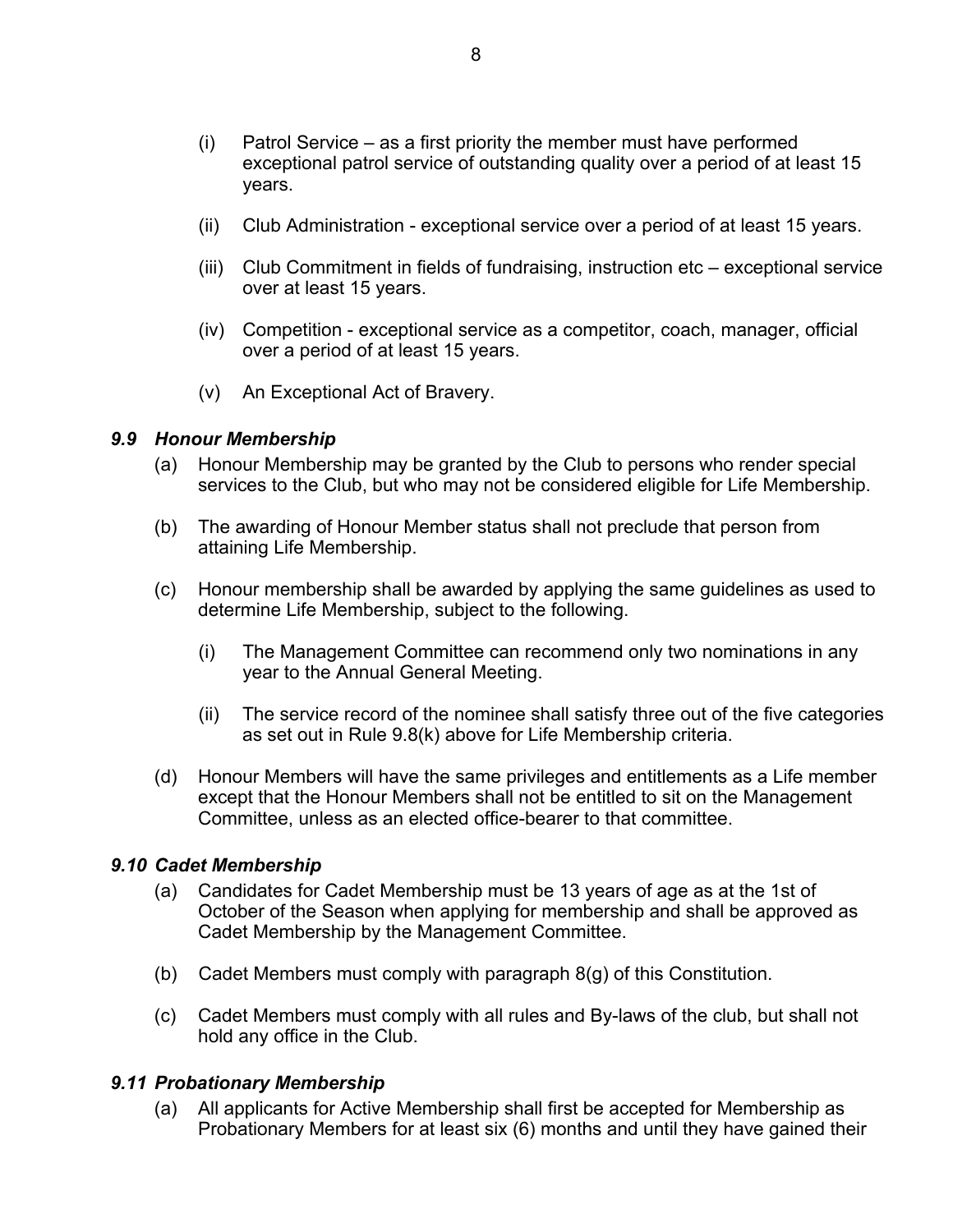(i) Patrol Service – as a first priority the member must have performed exceptional patrol service of outstanding quality over a period of at least 15 years.

(ii) Club Administration - exceptional service over a period of at least 15 years.

(iii) Club Commitment in fields of fundraising, instruction etc – exceptional service over at least 15 years.

(iv) Competition - exceptional service as a competitor, coach, manager, official over a period of at least 15 years.

(v) An Exceptional Act of Bravery.

### *9.9 Honour Membership*

(a) Honour Membership may be granted by the Club to persons who render special services to the Club, but who may not be considered eligible for Life Membership.

(b) The awarding of Honour Member status shall not preclude that person from attaining Life Membership.

(c) Honour membership shall be awarded by applying the same guidelines as used to determine Life Membership, subject to the following.

   (i) The Management Committee can recommend only two nominations in any year to the Annual General Meeting.

   (ii) The service record of the nominee shall satisfy three out of the five categories as set out in Rule 9.8(k) above for Life Membership criteria.

(d) Honour Members will have the same privileges and entitlements as a Life member except that the Honour Members shall not be entitled to sit on the Management Committee, unless as an elected office-bearer to that committee.

### *9.10 Cadet Membership*

(a) Candidates for Cadet Membership must be 13 years of age as at the 1st of October of the Season when applying for membership and shall be approved as Cadet Membership by the Management Committee.

(b) Cadet Members must comply with paragraph 8(g) of this Constitution.

(c) Cadet Members must comply with all rules and By-laws of the club, but shall not hold any office in the Club.

### *9.11 Probationary Membership*

(a) All applicants for Active Membership shall first be accepted for Membership as Probationary Members for at least six (6) months and until they have gained their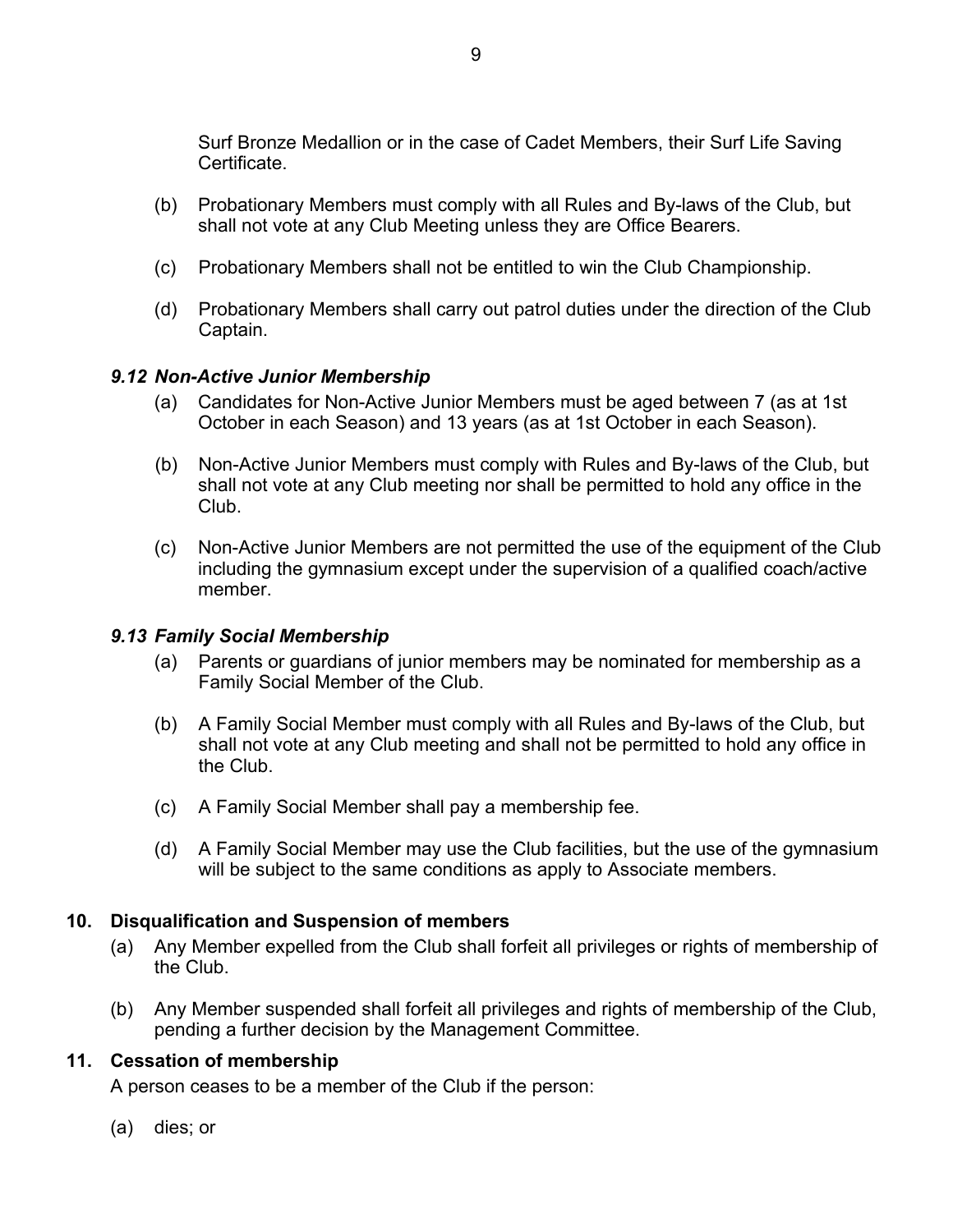Surf Bronze Medallion or in the case of Cadet Members, their Surf Life Saving Certificate.

(b) Probationary Members must comply with all Rules and By-laws of the Club, but shall not vote at any Club Meeting unless they are Office Bearers.

(c) Probationary Members shall not be entitled to win the Club Championship.

(d) Probationary Members shall carry out patrol duties under the direction of the Club Captain.

### *9.12 Non-Active Junior Membership*

(a) Candidates for Non-Active Junior Members must be aged between 7 (as at 1st October in each Season) and 13 years (as at 1st October in each Season).

(b) Non-Active Junior Members must comply with Rules and By-laws of the Club, but shall not vote at any Club meeting nor shall be permitted to hold any office in the Club.

(c) Non-Active Junior Members are not permitted the use of the equipment of the Club including the gymnasium except under the supervision of a qualified coach/active member.

### *9.13 Family Social Membership*

(a) Parents or guardians of junior members may be nominated for membership as a Family Social Member of the Club.

(b) A Family Social Member must comply with all Rules and By-laws of the Club, but shall not vote at any Club meeting and shall not be permitted to hold any office in the Club.

(c) A Family Social Member shall pay a membership fee.

(d) A Family Social Member may use the Club facilities, but the use of the gymnasium will be subject to the same conditions as apply to Associate members.

## 10. Disqualification and Suspension of members

(a) Any Member expelled from the Club shall forfeit all privileges or rights of membership of the Club.

(b) Any Member suspended shall forfeit all privileges and rights of membership of the Club, pending a further decision by the Management Committee.

## 11. Cessation of membership

A person ceases to be a member of the Club if the person:

(a) dies; or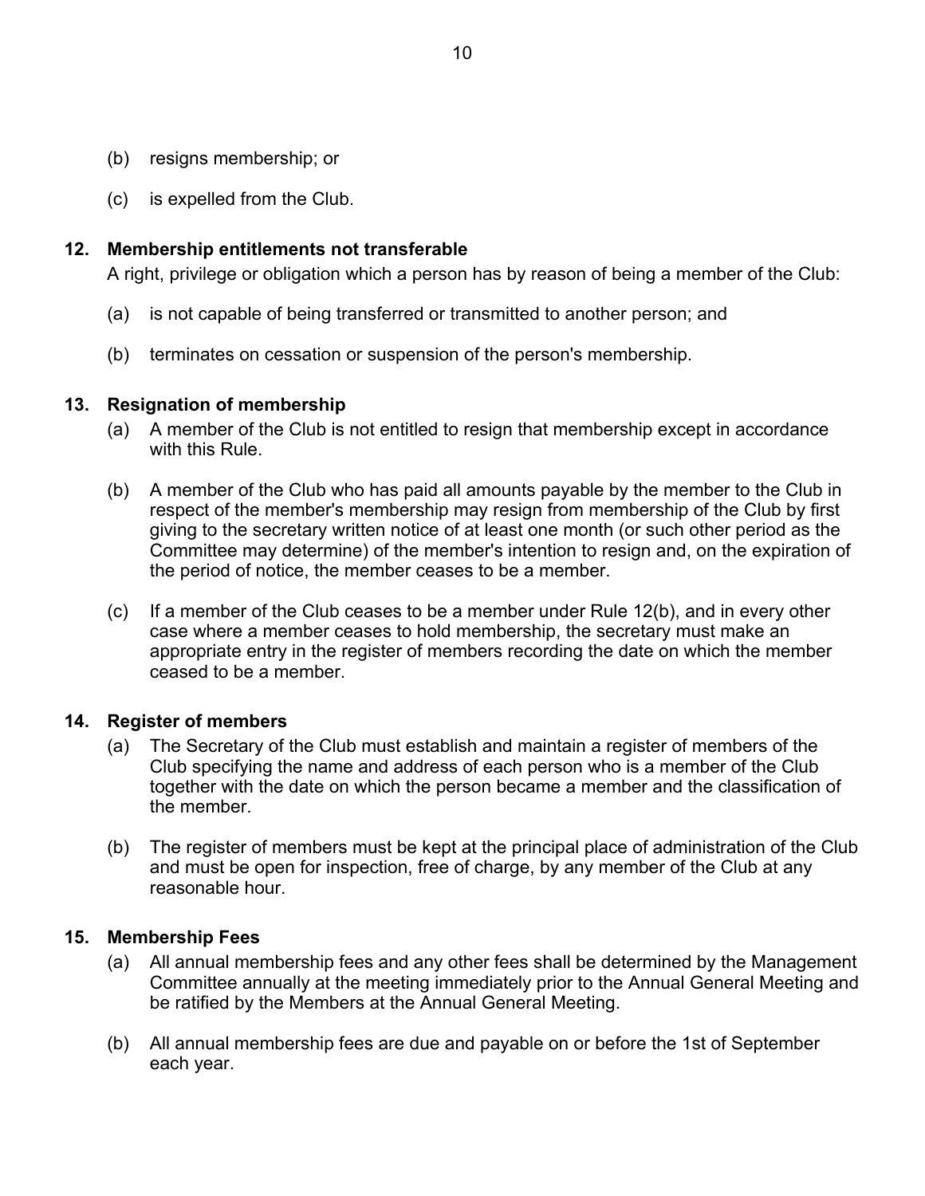(b) resigns membership; or

(c) is expelled from the Club.

**12. Membership entitlements not transferable**

A right, privilege or obligation which a person has by reason of being a member of the Club:

(a) is not capable of being transferred or transmitted to another person; and

(b) terminates on cessation or suspension of the person's membership.

**13. Resignation of membership**

(a) A member of the Club is not entitled to resign that membership except in accordance with this Rule.

(b) A member of the Club who has paid all amounts payable by the member to the Club in respect of the member's membership may resign from membership of the Club by first giving to the secretary written notice of at least one month (or such other period as the Committee may determine) of the member's intention to resign and, on the expiration of the period of notice, the member ceases to be a member.

(c) If a member of the Club ceases to be a member under Rule 12(b), and in every other case where a member ceases to hold membership, the secretary must make an appropriate entry in the register of members recording the date on which the member ceased to be a member.

**14. Register of members**

(a) The Secretary of the Club must establish and maintain a register of members of the Club specifying the name and address of each person who is a member of the Club together with the date on which the person became a member and the classification of the member.

(b) The register of members must be kept at the principal place of administration of the Club and must be open for inspection, free of charge, by any member of the Club at any reasonable hour.

**15. Membership Fees**

(a) All annual membership fees and any other fees shall be determined by the Management Committee annually at the meeting immediately prior to the Annual General Meeting and be ratified by the Members at the Annual General Meeting.

(b) All annual membership fees are due and payable on or before the 1st of September each year.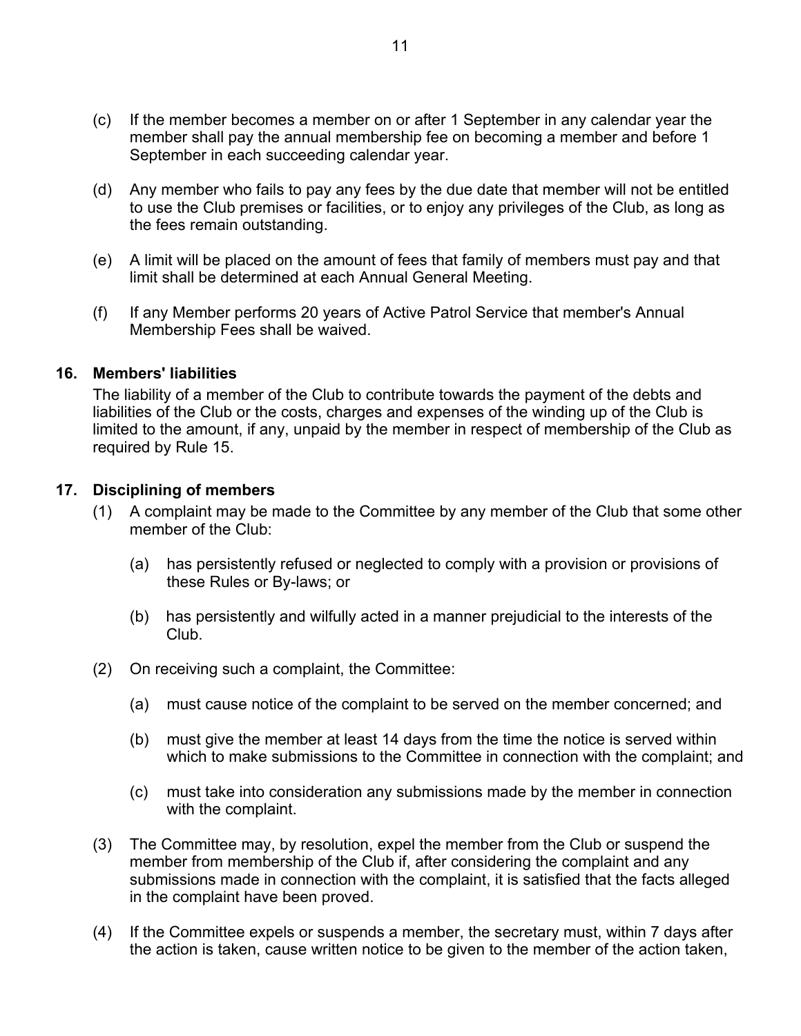(c) If the member becomes a member on or after 1 September in any calendar year the member shall pay the annual membership fee on becoming a member and before 1 September in each succeeding calendar year.

(d) Any member who fails to pay any fees by the due date that member will not be entitled to use the Club premises or facilities, or to enjoy any privileges of the Club, as long as the fees remain outstanding.

(e) A limit will be placed on the amount of fees that family of members must pay and that limit shall be determined at each Annual General Meeting.

(f) If any Member performs 20 years of Active Patrol Service that member's Annual Membership Fees shall be waived.

## 16. Members' liabilities

The liability of a member of the Club to contribute towards the payment of the debts and liabilities of the Club or the costs, charges and expenses of the winding up of the Club is limited to the amount, if any, unpaid by the member in respect of membership of the Club as required by Rule 15.

## 17. Disciplining of members

(1) A complaint may be made to the Committee by any member of the Club that some other member of the Club:

  (a) has persistently refused or neglected to comply with a provision or provisions of these Rules or By-laws; or

  (b) has persistently and wilfully acted in a manner prejudicial to the interests of the Club.

(2) On receiving such a complaint, the Committee:

  (a) must cause notice of the complaint to be served on the member concerned; and

  (b) must give the member at least 14 days from the time the notice is served within which to make submissions to the Committee in connection with the complaint; and

  (c) must take into consideration any submissions made by the member in connection with the complaint.

(3) The Committee may, by resolution, expel the member from the Club or suspend the member from membership of the Club if, after considering the complaint and any submissions made in connection with the complaint, it is satisfied that the facts alleged in the complaint have been proved.

(4) If the Committee expels or suspends a member, the secretary must, within 7 days after the action is taken, cause written notice to be given to the member of the action taken,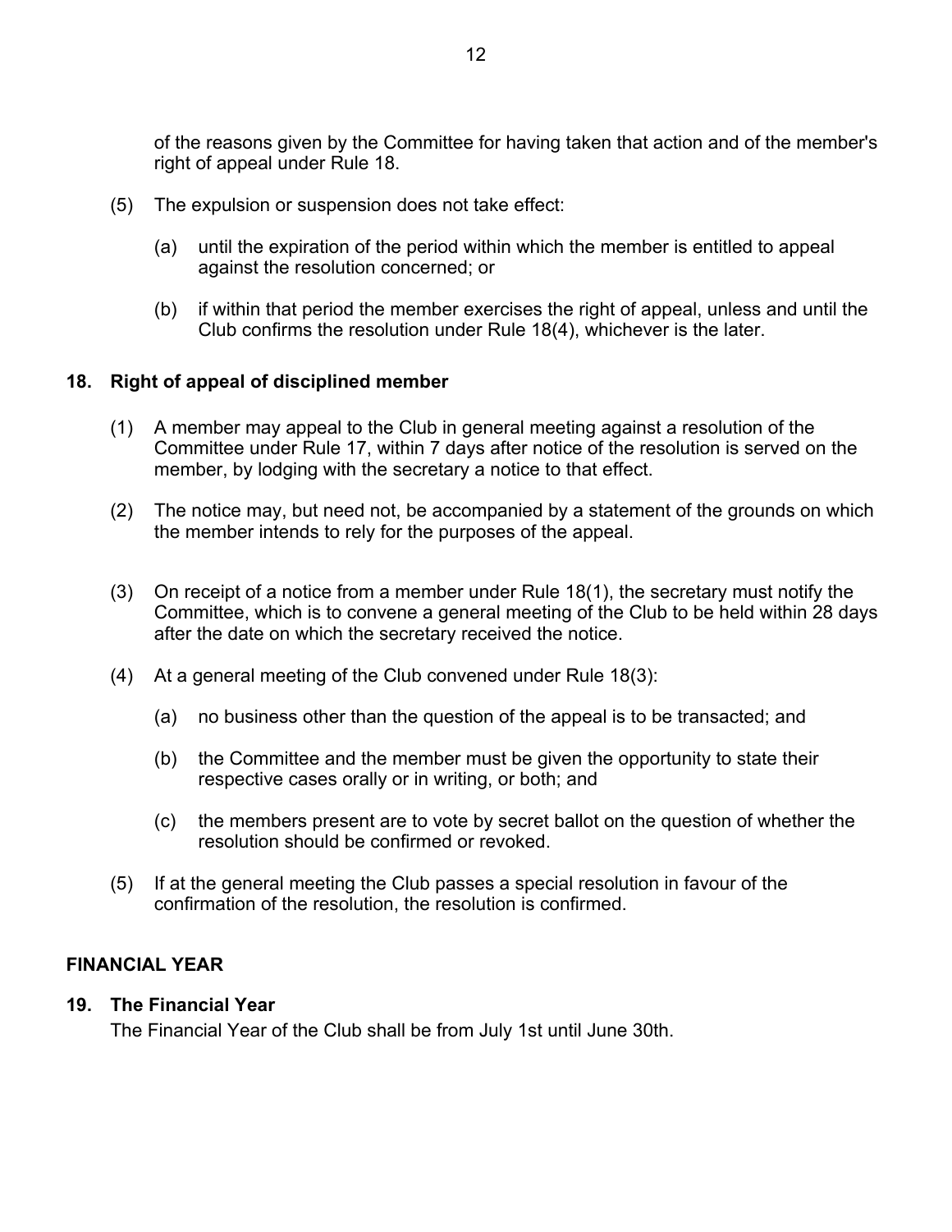of the reasons given by the Committee for having taken that action and of the member's right of appeal under Rule 18.

(5) The expulsion or suspension does not take effect:

(a) until the expiration of the period within which the member is entitled to appeal against the resolution concerned; or

(b) if within that period the member exercises the right of appeal, unless and until the Club confirms the resolution under Rule 18(4), whichever is the later.

### 18. Right of appeal of disciplined member

(1) A member may appeal to the Club in general meeting against a resolution of the Committee under Rule 17, within 7 days after notice of the resolution is served on the member, by lodging with the secretary a notice to that effect.

(2) The notice may, but need not, be accompanied by a statement of the grounds on which the member intends to rely for the purposes of the appeal.

(3) On receipt of a notice from a member under Rule 18(1), the secretary must notify the Committee, which is to convene a general meeting of the Club to be held within 28 days after the date on which the secretary received the notice.

(4) At a general meeting of the Club convened under Rule 18(3):

(a) no business other than the question of the appeal is to be transacted; and

(b) the Committee and the member must be given the opportunity to state their respective cases orally or in writing, or both; and

(c) the members present are to vote by secret ballot on the question of whether the resolution should be confirmed or revoked.

(5) If at the general meeting the Club passes a special resolution in favour of the confirmation of the resolution, the resolution is confirmed.

## FINANCIAL YEAR

### 19. The Financial Year

The Financial Year of the Club shall be from July 1st until June 30th.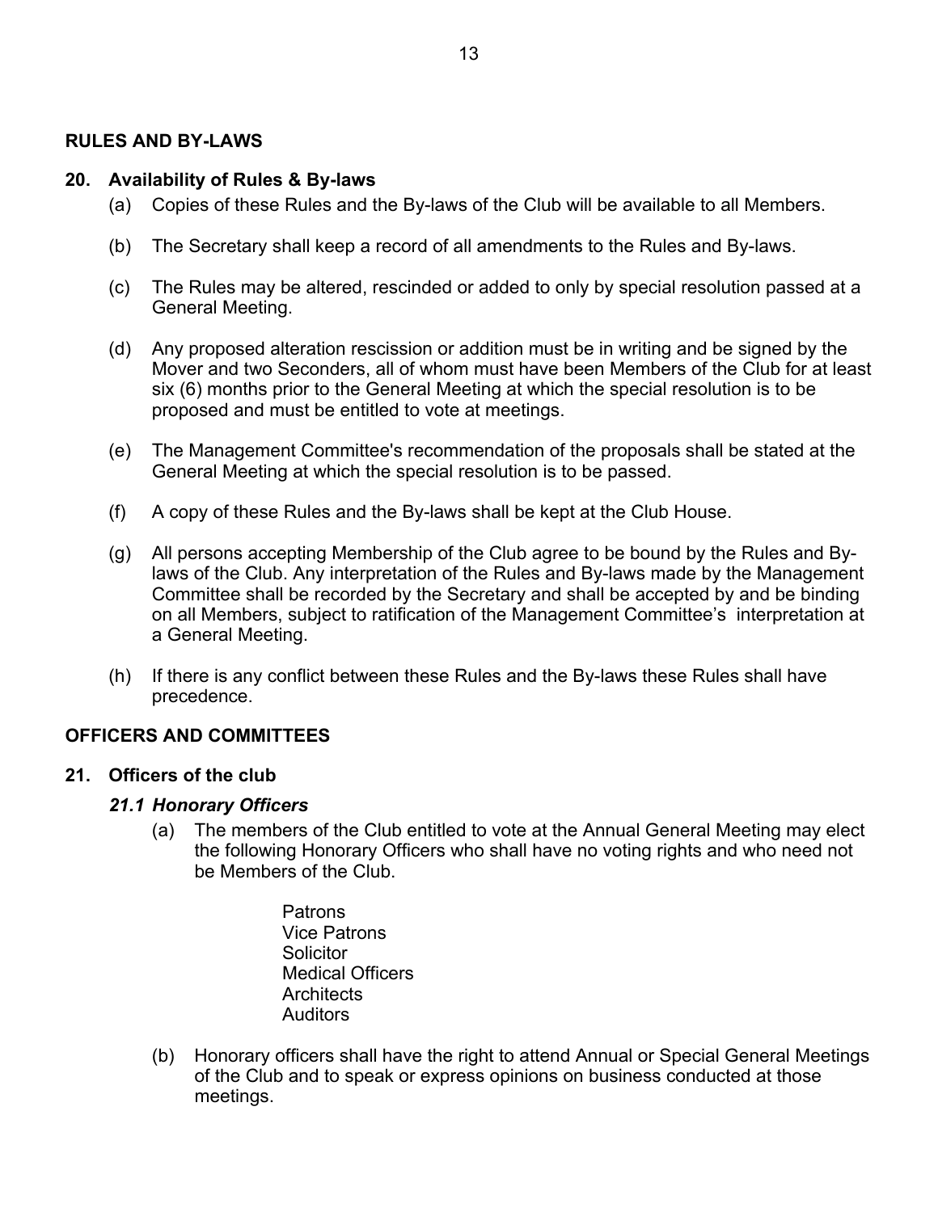## RULES AND BY-LAWS

### 20. Availability of Rules & By-laws

(a) Copies of these Rules and the By-laws of the Club will be available to all Members.

(b) The Secretary shall keep a record of all amendments to the Rules and By-laws.

(c) The Rules may be altered, rescinded or added to only by special resolution passed at a General Meeting.

(d) Any proposed alteration rescission or addition must be in writing and be signed by the Mover and two Seconders, all of whom must have been Members of the Club for at least six (6) months prior to the General Meeting at which the special resolution is to be proposed and must be entitled to vote at meetings.

(e) The Management Committee's recommendation of the proposals shall be stated at the General Meeting at which the special resolution is to be passed.

(f) A copy of these Rules and the By-laws shall be kept at the Club House.

(g) All persons accepting Membership of the Club agree to be bound by the Rules and By-laws of the Club. Any interpretation of the Rules and By-laws made by the Management Committee shall be recorded by the Secretary and shall be accepted by and be binding on all Members, subject to ratification of the Management Committee's interpretation at a General Meeting.

(h) If there is any conflict between these Rules and the By-laws these Rules shall have precedence.

## OFFICERS AND COMMITTEES

### 21. Officers of the club

#### *21.1 Honorary Officers*

(a) The members of the Club entitled to vote at the Annual General Meeting may elect the following Honorary Officers who shall have no voting rights and who need not be Members of the Club.

Patrons
Vice Patrons
Solicitor
Medical Officers
Architects
Auditors

(b) Honorary officers shall have the right to attend Annual or Special General Meetings of the Club and to speak or express opinions on business conducted at those meetings.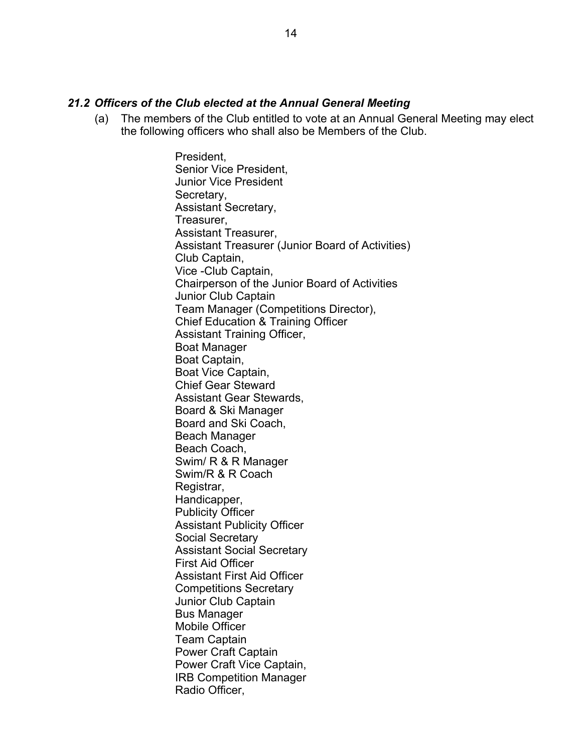### *21.2 Officers of the Club elected at the Annual General Meeting*

(a) The members of the Club entitled to vote at an Annual General Meeting may elect the following officers who shall also be Members of the Club.

President,
Senior Vice President,
Junior Vice President
Secretary,
Assistant Secretary,
Treasurer,
Assistant Treasurer,
Assistant Treasurer (Junior Board of Activities)
Club Captain,
Vice -Club Captain,
Chairperson of the Junior Board of Activities
Junior Club Captain
Team Manager (Competitions Director),
Chief Education & Training Officer
Assistant Training Officer,
Boat Manager
Boat Captain,
Boat Vice Captain,
Chief Gear Steward
Assistant Gear Stewards,
Board & Ski Manager
Board and Ski Coach,
Beach Manager
Beach Coach,
Swim/ R & R Manager
Swim/R & R Coach
Registrar,
Handicapper,
Publicity Officer
Assistant Publicity Officer
Social Secretary
Assistant Social Secretary
First Aid Officer
Assistant First Aid Officer
Competitions Secretary
Junior Club Captain
Bus Manager
Mobile Officer
Team Captain
Power Craft Captain
Power Craft Vice Captain,
IRB Competition Manager
Radio Officer,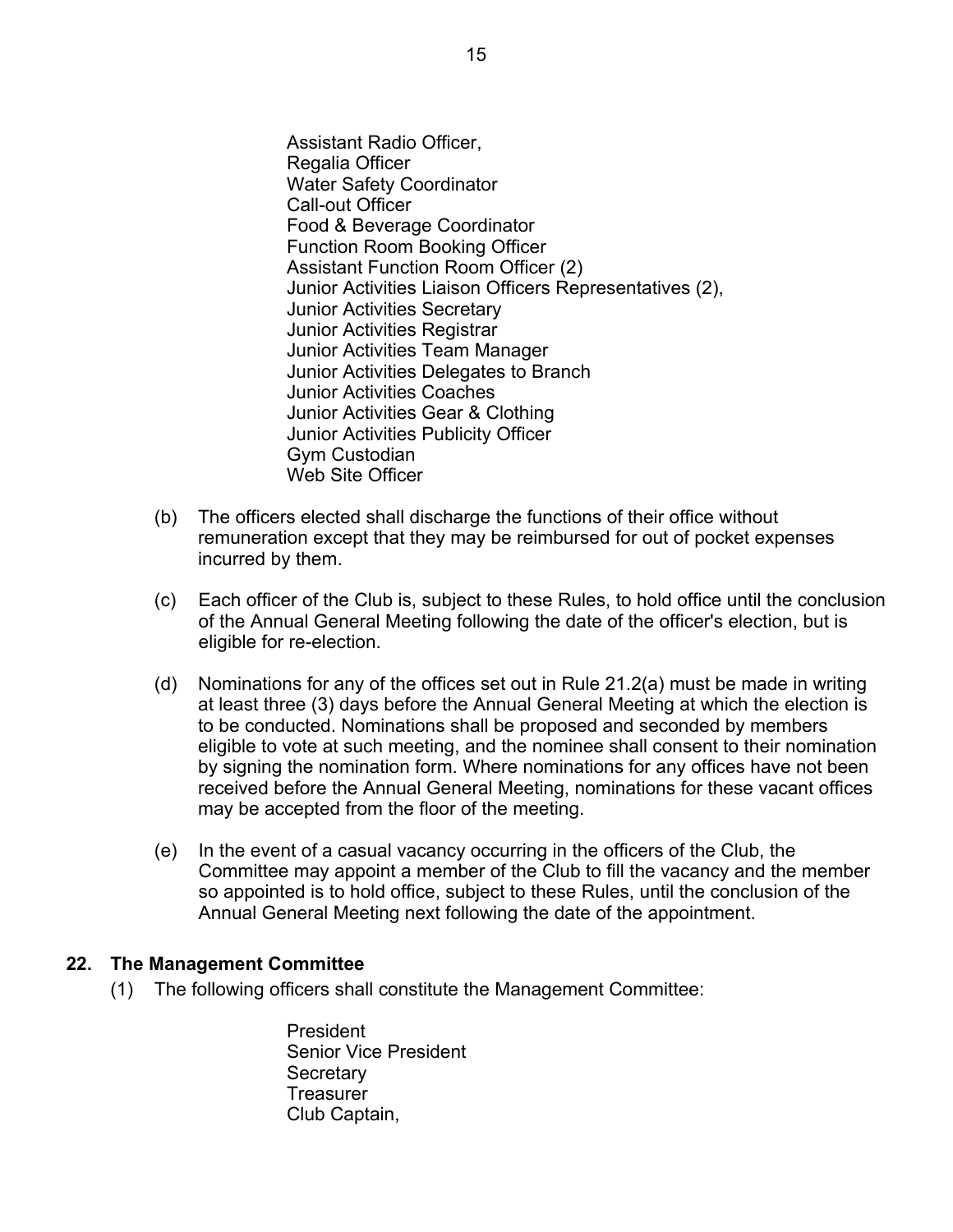Assistant Radio Officer,
Regalia Officer
Water Safety Coordinator
Call-out Officer
Food & Beverage Coordinator
Function Room Booking Officer
Assistant Function Room Officer (2)
Junior Activities Liaison Officers Representatives (2),
Junior Activities Secretary
Junior Activities Registrar
Junior Activities Team Manager
Junior Activities Delegates to Branch
Junior Activities Coaches
Junior Activities Gear & Clothing
Junior Activities Publicity Officer
Gym Custodian
Web Site Officer

(b) The officers elected shall discharge the functions of their office without remuneration except that they may be reimbursed for out of pocket expenses incurred by them.

(c) Each officer of the Club is, subject to these Rules, to hold office until the conclusion of the Annual General Meeting following the date of the officer's election, but is eligible for re-election.

(d) Nominations for any of the offices set out in Rule 21.2(a) must be made in writing at least three (3) days before the Annual General Meeting at which the election is to be conducted. Nominations shall be proposed and seconded by members eligible to vote at such meeting, and the nominee shall consent to their nomination by signing the nomination form. Where nominations for any offices have not been received before the Annual General Meeting, nominations for these vacant offices may be accepted from the floor of the meeting.

(e) In the event of a casual vacancy occurring in the officers of the Club, the Committee may appoint a member of the Club to fill the vacancy and the member so appointed is to hold office, subject to these Rules, until the conclusion of the Annual General Meeting next following the date of the appointment.

**22. The Management Committee**

(1) The following officers shall constitute the Management Committee:

President
Senior Vice President
Secretary
Treasurer
Club Captain,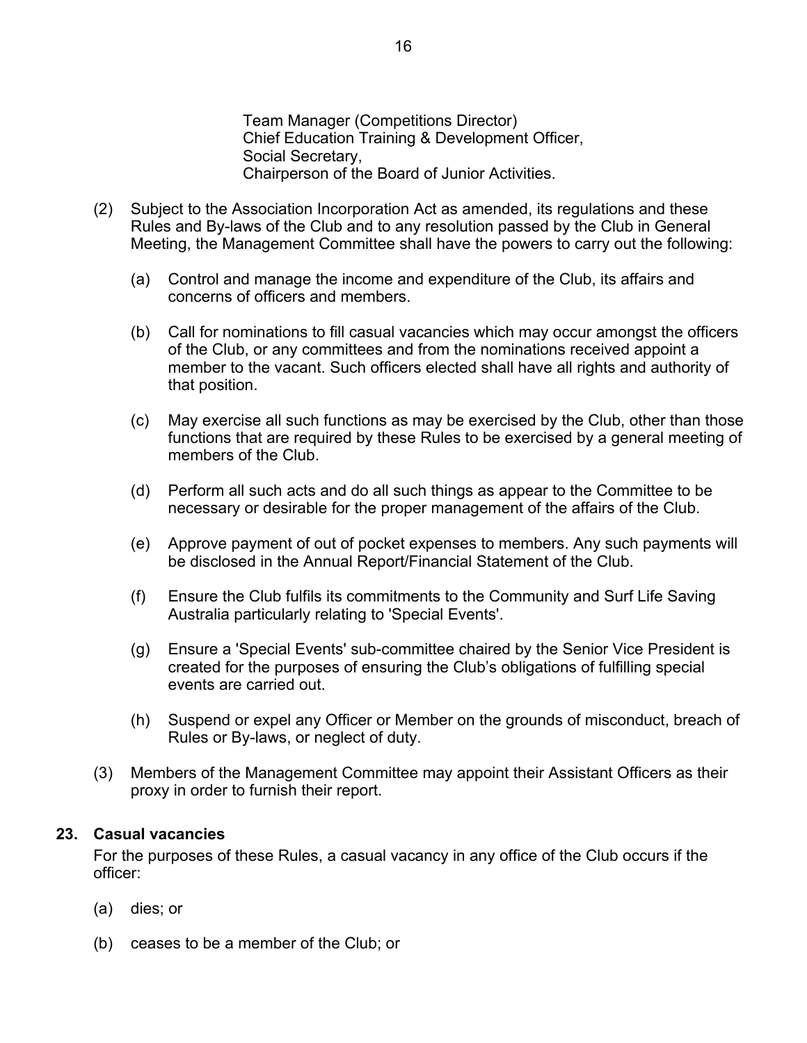Team Manager (Competitions Director)
Chief Education Training & Development Officer,
Social Secretary,
Chairperson of the Board of Junior Activities.

(2) Subject to the Association Incorporation Act as amended, its regulations and these Rules and By-laws of the Club and to any resolution passed by the Club in General Meeting, the Management Committee shall have the powers to carry out the following:

(a) Control and manage the income and expenditure of the Club, its affairs and concerns of officers and members.

(b) Call for nominations to fill casual vacancies which may occur amongst the officers of the Club, or any committees and from the nominations received appoint a member to the vacant. Such officers elected shall have all rights and authority of that position.

(c) May exercise all such functions as may be exercised by the Club, other than those functions that are required by these Rules to be exercised by a general meeting of members of the Club.

(d) Perform all such acts and do all such things as appear to the Committee to be necessary or desirable for the proper management of the affairs of the Club.

(e) Approve payment of out of pocket expenses to members. Any such payments will be disclosed in the Annual Report/Financial Statement of the Club.

(f) Ensure the Club fulfils its commitments to the Community and Surf Life Saving Australia particularly relating to 'Special Events'.

(g) Ensure a 'Special Events' sub-committee chaired by the Senior Vice President is created for the purposes of ensuring the Club's obligations of fulfilling special events are carried out.

(h) Suspend or expel any Officer or Member on the grounds of misconduct, breach of Rules or By-laws, or neglect of duty.

(3) Members of the Management Committee may appoint their Assistant Officers as their proxy in order to furnish their report.

**23. Casual vacancies**

For the purposes of these Rules, a casual vacancy in any office of the Club occurs if the officer:

(a) dies; or

(b) ceases to be a member of the Club; or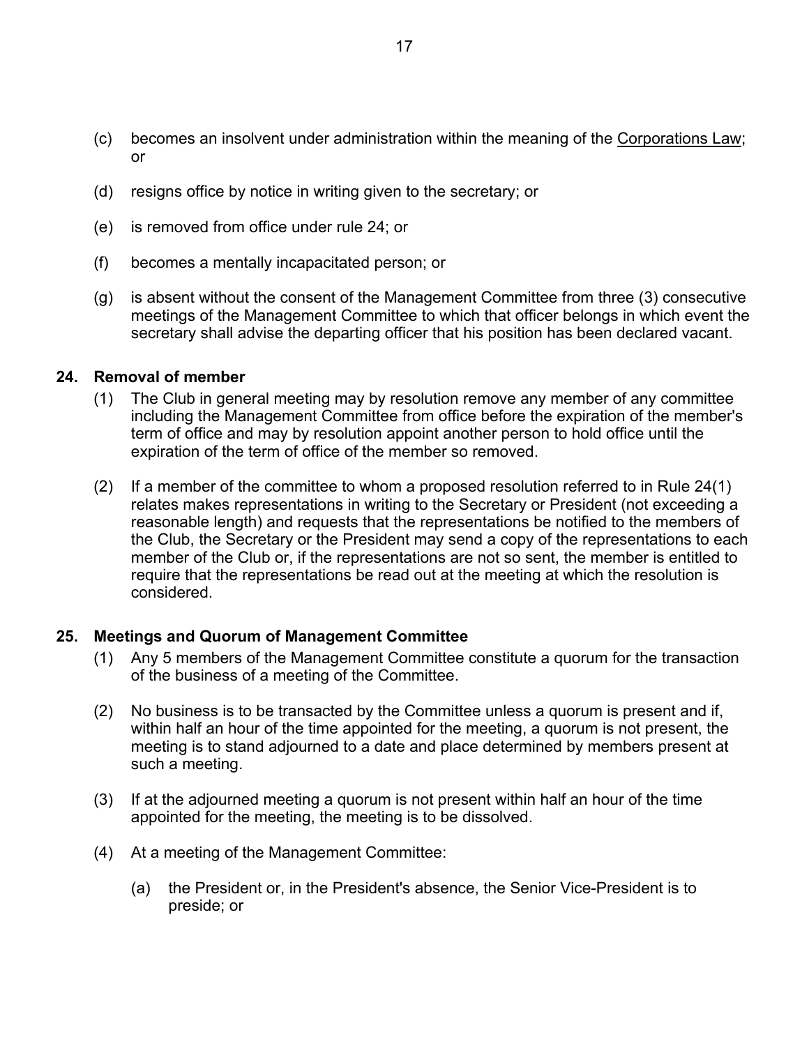(c) becomes an insolvent under administration within the meaning of the Corporations Law; or

(d) resigns office by notice in writing given to the secretary; or

(e) is removed from office under rule 24; or

(f) becomes a mentally incapacitated person; or

(g) is absent without the consent of the Management Committee from three (3) consecutive meetings of the Management Committee to which that officer belongs in which event the secretary shall advise the departing officer that his position has been declared vacant.

## 24. Removal of member

(1) The Club in general meeting may by resolution remove any member of any committee including the Management Committee from office before the expiration of the member's term of office and may by resolution appoint another person to hold office until the expiration of the term of office of the member so removed.

(2) If a member of the committee to whom a proposed resolution referred to in Rule 24(1) relates makes representations in writing to the Secretary or President (not exceeding a reasonable length) and requests that the representations be notified to the members of the Club, the Secretary or the President may send a copy of the representations to each member of the Club or, if the representations are not so sent, the member is entitled to require that the representations be read out at the meeting at which the resolution is considered.

## 25. Meetings and Quorum of Management Committee

(1) Any 5 members of the Management Committee constitute a quorum for the transaction of the business of a meeting of the Committee.

(2) No business is to be transacted by the Committee unless a quorum is present and if, within half an hour of the time appointed for the meeting, a quorum is not present, the meeting is to stand adjourned to a date and place determined by members present at such a meeting.

(3) If at the adjourned meeting a quorum is not present within half an hour of the time appointed for the meeting, the meeting is to be dissolved.

(4) At a meeting of the Management Committee:

(a) the President or, in the President's absence, the Senior Vice-President is to preside; or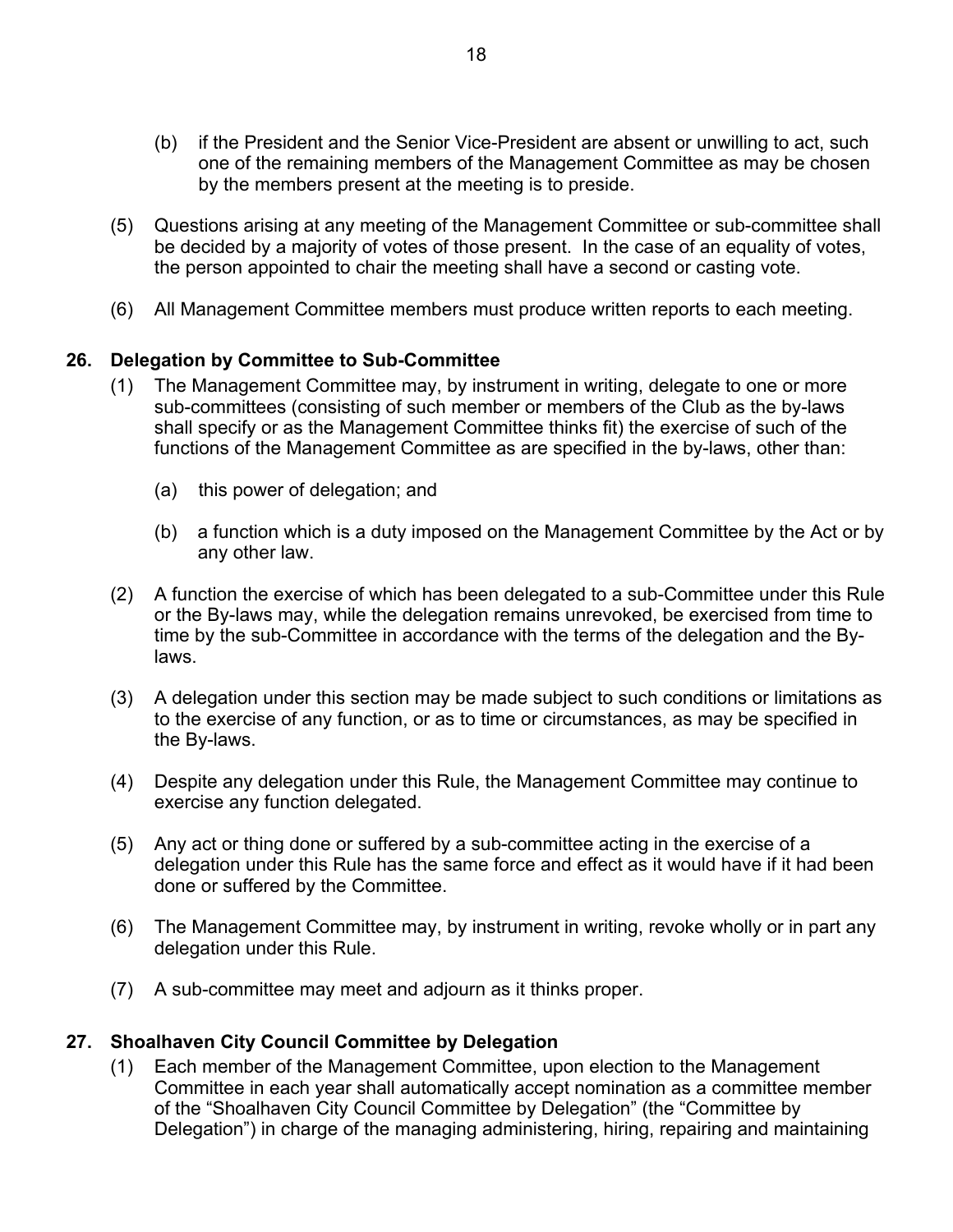(b) if the President and the Senior Vice-President are absent or unwilling to act, such one of the remaining members of the Management Committee as may be chosen by the members present at the meeting is to preside.

(5) Questions arising at any meeting of the Management Committee or sub-committee shall be decided by a majority of votes of those present. In the case of an equality of votes, the person appointed to chair the meeting shall have a second or casting vote.

(6) All Management Committee members must produce written reports to each meeting.

## 26. Delegation by Committee to Sub-Committee

(1) The Management Committee may, by instrument in writing, delegate to one or more sub-committees (consisting of such member or members of the Club as the by-laws shall specify or as the Management Committee thinks fit) the exercise of such of the functions of the Management Committee as are specified in the by-laws, other than:

(a) this power of delegation; and

(b) a function which is a duty imposed on the Management Committee by the Act or by any other law.

(2) A function the exercise of which has been delegated to a sub-Committee under this Rule or the By-laws may, while the delegation remains unrevoked, be exercised from time to time by the sub-Committee in accordance with the terms of the delegation and the By-laws.

(3) A delegation under this section may be made subject to such conditions or limitations as to the exercise of any function, or as to time or circumstances, as may be specified in the By-laws.

(4) Despite any delegation under this Rule, the Management Committee may continue to exercise any function delegated.

(5) Any act or thing done or suffered by a sub-committee acting in the exercise of a delegation under this Rule has the same force and effect as it would have if it had been done or suffered by the Committee.

(6) The Management Committee may, by instrument in writing, revoke wholly or in part any delegation under this Rule.

(7) A sub-committee may meet and adjourn as it thinks proper.

## 27. Shoalhaven City Council Committee by Delegation

(1) Each member of the Management Committee, upon election to the Management Committee in each year shall automatically accept nomination as a committee member of the "Shoalhaven City Council Committee by Delegation" (the "Committee by Delegation") in charge of the managing administering, hiring, repairing and maintaining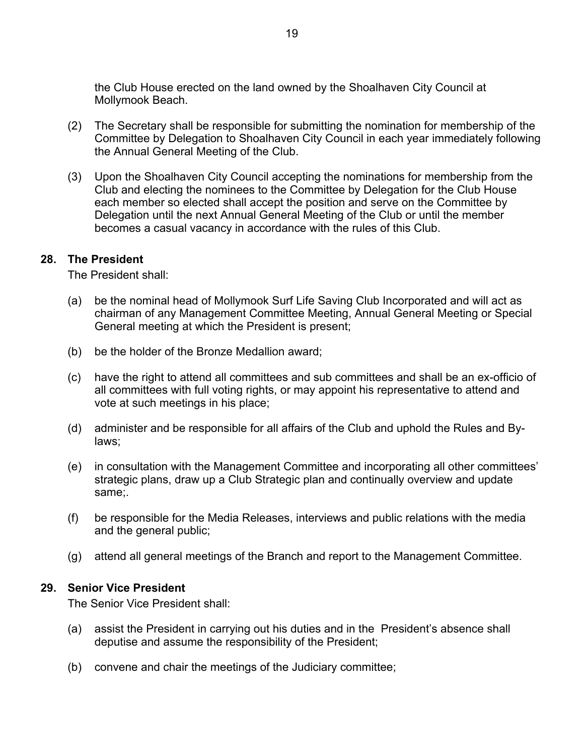the Club House erected on the land owned by the Shoalhaven City Council at Mollymook Beach.

(2) The Secretary shall be responsible for submitting the nomination for membership of the Committee by Delegation to Shoalhaven City Council in each year immediately following the Annual General Meeting of the Club.

(3) Upon the Shoalhaven City Council accepting the nominations for membership from the Club and electing the nominees to the Committee by Delegation for the Club House each member so elected shall accept the position and serve on the Committee by Delegation until the next Annual General Meeting of the Club or until the member becomes a casual vacancy in accordance with the rules of this Club.

**28. The President**

The President shall:

(a) be the nominal head of Mollymook Surf Life Saving Club Incorporated and will act as chairman of any Management Committee Meeting, Annual General Meeting or Special General meeting at which the President is present;

(b) be the holder of the Bronze Medallion award;

(c) have the right to attend all committees and sub committees and shall be an ex-officio of all committees with full voting rights, or may appoint his representative to attend and vote at such meetings in his place;

(d) administer and be responsible for all affairs of the Club and uphold the Rules and By-laws;

(e) in consultation with the Management Committee and incorporating all other committees' strategic plans, draw up a Club Strategic plan and continually overview and update same;.

(f) be responsible for the Media Releases, interviews and public relations with the media and the general public;

(g) attend all general meetings of the Branch and report to the Management Committee.

**29. Senior Vice President**

The Senior Vice President shall:

(a) assist the President in carrying out his duties and in the President's absence shall deputise and assume the responsibility of the President;

(b) convene and chair the meetings of the Judiciary committee;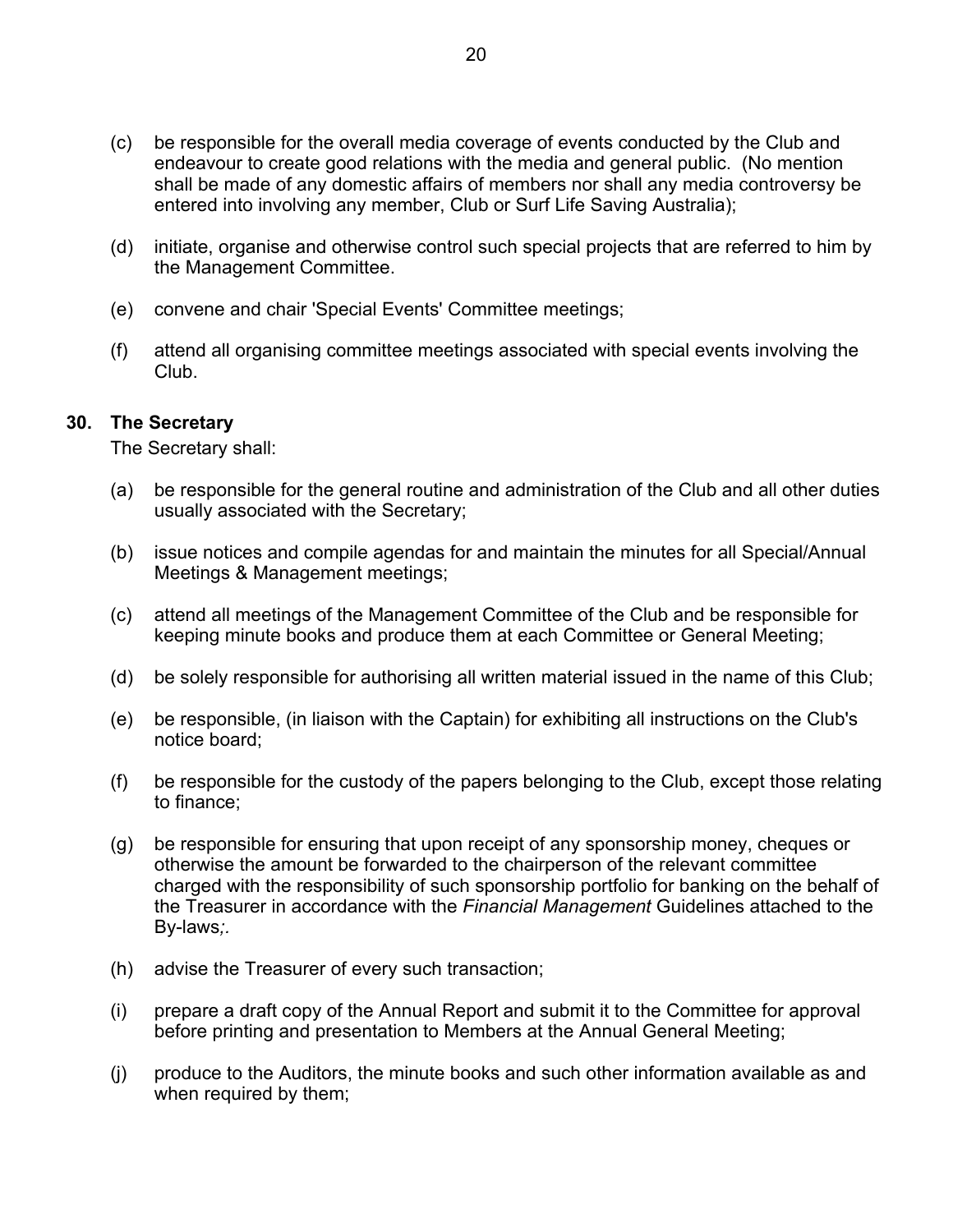(c) be responsible for the overall media coverage of events conducted by the Club and endeavour to create good relations with the media and general public. (No mention shall be made of any domestic affairs of members nor shall any media controversy be entered into involving any member, Club or Surf Life Saving Australia);

(d) initiate, organise and otherwise control such special projects that are referred to him by the Management Committee.

(e) convene and chair 'Special Events' Committee meetings;

(f) attend all organising committee meetings associated with special events involving the Club.

## 30. The Secretary

The Secretary shall:

(a) be responsible for the general routine and administration of the Club and all other duties usually associated with the Secretary;

(b) issue notices and compile agendas for and maintain the minutes for all Special/Annual Meetings & Management meetings;

(c) attend all meetings of the Management Committee of the Club and be responsible for keeping minute books and produce them at each Committee or General Meeting;

(d) be solely responsible for authorising all written material issued in the name of this Club;

(e) be responsible, (in liaison with the Captain) for exhibiting all instructions on the Club's notice board;

(f) be responsible for the custody of the papers belonging to the Club, except those relating to finance;

(g) be responsible for ensuring that upon receipt of any sponsorship money, cheques or otherwise the amount be forwarded to the chairperson of the relevant committee charged with the responsibility of such sponsorship portfolio for banking on the behalf of the Treasurer in accordance with the *Financial Management* Guidelines attached to the By-laws;.

(h) advise the Treasurer of every such transaction;

(i) prepare a draft copy of the Annual Report and submit it to the Committee for approval before printing and presentation to Members at the Annual General Meeting;

(j) produce to the Auditors, the minute books and such other information available as and when required by them;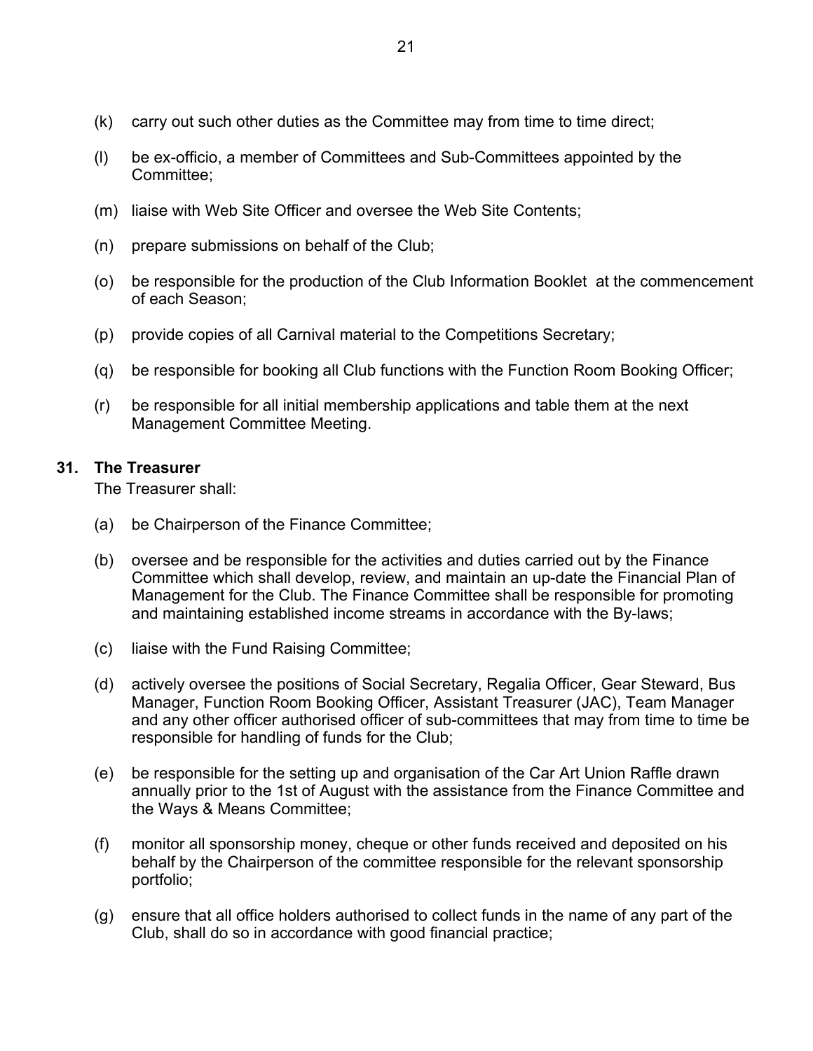(k) carry out such other duties as the Committee may from time to time direct;

(l) be ex-officio, a member of Committees and Sub-Committees appointed by the Committee;

(m) liaise with Web Site Officer and oversee the Web Site Contents;

(n) prepare submissions on behalf of the Club;

(o) be responsible for the production of the Club Information Booklet at the commencement of each Season;

(p) provide copies of all Carnival material to the Competitions Secretary;

(q) be responsible for booking all Club functions with the Function Room Booking Officer;

(r) be responsible for all initial membership applications and table them at the next Management Committee Meeting.

## 31. The Treasurer

The Treasurer shall:

(a) be Chairperson of the Finance Committee;

(b) oversee and be responsible for the activities and duties carried out by the Finance Committee which shall develop, review, and maintain an up-date the Financial Plan of Management for the Club. The Finance Committee shall be responsible for promoting and maintaining established income streams in accordance with the By-laws;

(c) liaise with the Fund Raising Committee;

(d) actively oversee the positions of Social Secretary, Regalia Officer, Gear Steward, Bus Manager, Function Room Booking Officer, Assistant Treasurer (JAC), Team Manager and any other officer authorised officer of sub-committees that may from time to time be responsible for handling of funds for the Club;

(e) be responsible for the setting up and organisation of the Car Art Union Raffle drawn annually prior to the 1st of August with the assistance from the Finance Committee and the Ways & Means Committee;

(f) monitor all sponsorship money, cheque or other funds received and deposited on his behalf by the Chairperson of the committee responsible for the relevant sponsorship portfolio;

(g) ensure that all office holders authorised to collect funds in the name of any part of the Club, shall do so in accordance with good financial practice;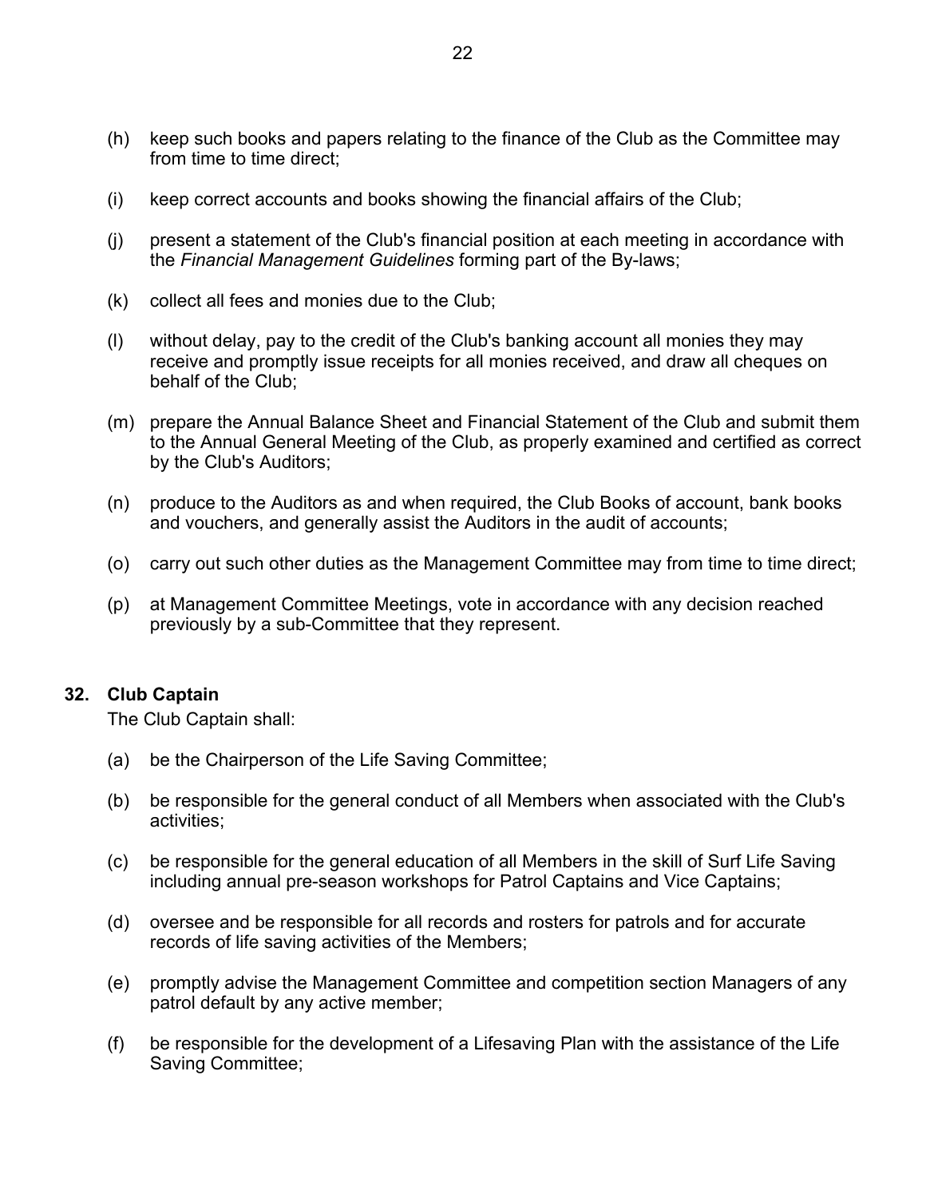(h) keep such books and papers relating to the finance of the Club as the Committee may from time to time direct;

(i) keep correct accounts and books showing the financial affairs of the Club;

(j) present a statement of the Club's financial position at each meeting in accordance with the *Financial Management Guidelines* forming part of the By-laws;

(k) collect all fees and monies due to the Club;

(l) without delay, pay to the credit of the Club's banking account all monies they may receive and promptly issue receipts for all monies received, and draw all cheques on behalf of the Club;

(m) prepare the Annual Balance Sheet and Financial Statement of the Club and submit them to the Annual General Meeting of the Club, as properly examined and certified as correct by the Club's Auditors;

(n) produce to the Auditors as and when required, the Club Books of account, bank books and vouchers, and generally assist the Auditors in the audit of accounts;

(o) carry out such other duties as the Management Committee may from time to time direct;

(p) at Management Committee Meetings, vote in accordance with any decision reached previously by a sub-Committee that they represent.

## 32. Club Captain

The Club Captain shall:

(a) be the Chairperson of the Life Saving Committee;

(b) be responsible for the general conduct of all Members when associated with the Club's activities;

(c) be responsible for the general education of all Members in the skill of Surf Life Saving including annual pre-season workshops for Patrol Captains and Vice Captains;

(d) oversee and be responsible for all records and rosters for patrols and for accurate records of life saving activities of the Members;

(e) promptly advise the Management Committee and competition section Managers of any patrol default by any active member;

(f) be responsible for the development of a Lifesaving Plan with the assistance of the Life Saving Committee;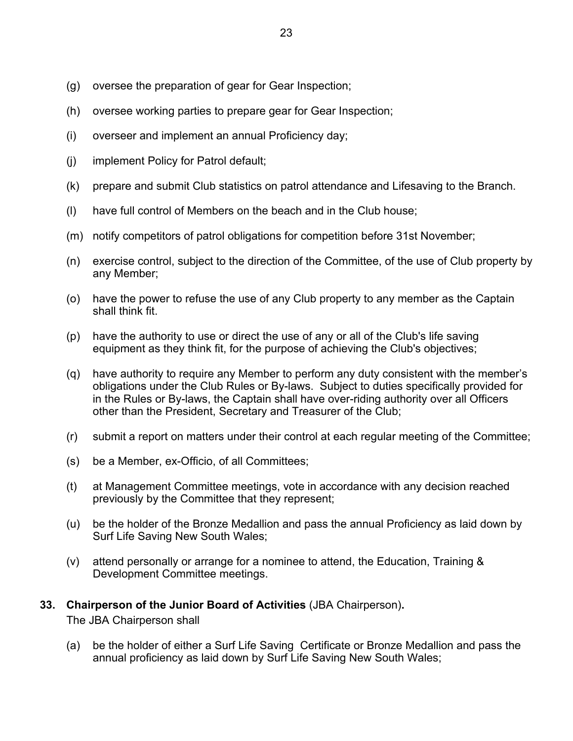(g) oversee the preparation of gear for Gear Inspection;

(h) oversee working parties to prepare gear for Gear Inspection;

(i) overseer and implement an annual Proficiency day;

(j) implement Policy for Patrol default;

(k) prepare and submit Club statistics on patrol attendance and Lifesaving to the Branch.

(l) have full control of Members on the beach and in the Club house;

(m) notify competitors of patrol obligations for competition before 31st November;

(n) exercise control, subject to the direction of the Committee, of the use of Club property by any Member;

(o) have the power to refuse the use of any Club property to any member as the Captain shall think fit.

(p) have the authority to use or direct the use of any or all of the Club's life saving equipment as they think fit, for the purpose of achieving the Club's objectives;

(q) have authority to require any Member to perform any duty consistent with the member's obligations under the Club Rules or By-laws. Subject to duties specifically provided for in the Rules or By-laws, the Captain shall have over-riding authority over all Officers other than the President, Secretary and Treasurer of the Club;

(r) submit a report on matters under their control at each regular meeting of the Committee;

(s) be a Member, ex-Officio, of all Committees;

(t) at Management Committee meetings, vote in accordance with any decision reached previously by the Committee that they represent;

(u) be the holder of the Bronze Medallion and pass the annual Proficiency as laid down by Surf Life Saving New South Wales;

(v) attend personally or arrange for a nominee to attend, the Education, Training & Development Committee meetings.

**33. Chairperson of the Junior Board of Activities** (JBA Chairperson)**.**

The JBA Chairperson shall

(a) be the holder of either a Surf Life Saving Certificate or Bronze Medallion and pass the annual proficiency as laid down by Surf Life Saving New South Wales;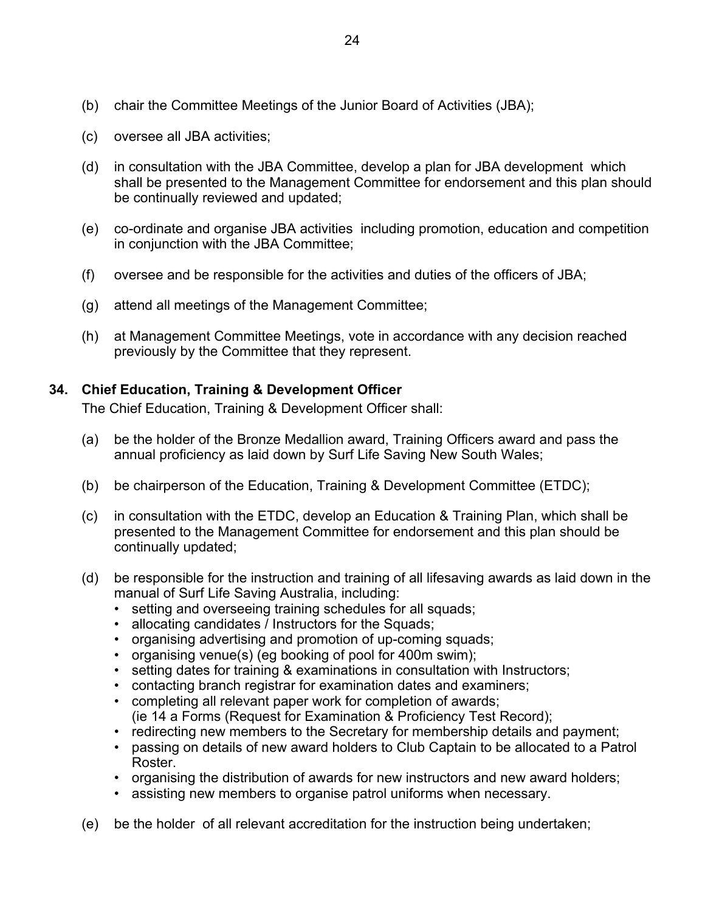(b) chair the Committee Meetings of the Junior Board of Activities (JBA);

(c) oversee all JBA activities;

(d) in consultation with the JBA Committee, develop a plan for JBA development which shall be presented to the Management Committee for endorsement and this plan should be continually reviewed and updated;

(e) co-ordinate and organise JBA activities including promotion, education and competition in conjunction with the JBA Committee;

(f) oversee and be responsible for the activities and duties of the officers of JBA;

(g) attend all meetings of the Management Committee;

(h) at Management Committee Meetings, vote in accordance with any decision reached previously by the Committee that they represent.

**34. Chief Education, Training & Development Officer**

The Chief Education, Training & Development Officer shall:

(a) be the holder of the Bronze Medallion award, Training Officers award and pass the annual proficiency as laid down by Surf Life Saving New South Wales;

(b) be chairperson of the Education, Training & Development Committee (ETDC);

(c) in consultation with the ETDC, develop an Education & Training Plan, which shall be presented to the Management Committee for endorsement and this plan should be continually updated;

(d) be responsible for the instruction and training of all lifesaving awards as laid down in the manual of Surf Life Saving Australia, including:
- setting and overseeing training schedules for all squads;
- allocating candidates / Instructors for the Squads;
- organising advertising and promotion of up-coming squads;
- organising venue(s) (eg booking of pool for 400m swim);
- setting dates for training & examinations in consultation with Instructors;
- contacting branch registrar for examination dates and examiners;
- completing all relevant paper work for completion of awards; (ie 14 a Forms (Request for Examination & Proficiency Test Record);
- redirecting new members to the Secretary for membership details and payment;
- passing on details of new award holders to Club Captain to be allocated to a Patrol Roster.
- organising the distribution of awards for new instructors and new award holders;
- assisting new members to organise patrol uniforms when necessary.

(e) be the holder of all relevant accreditation for the instruction being undertaken;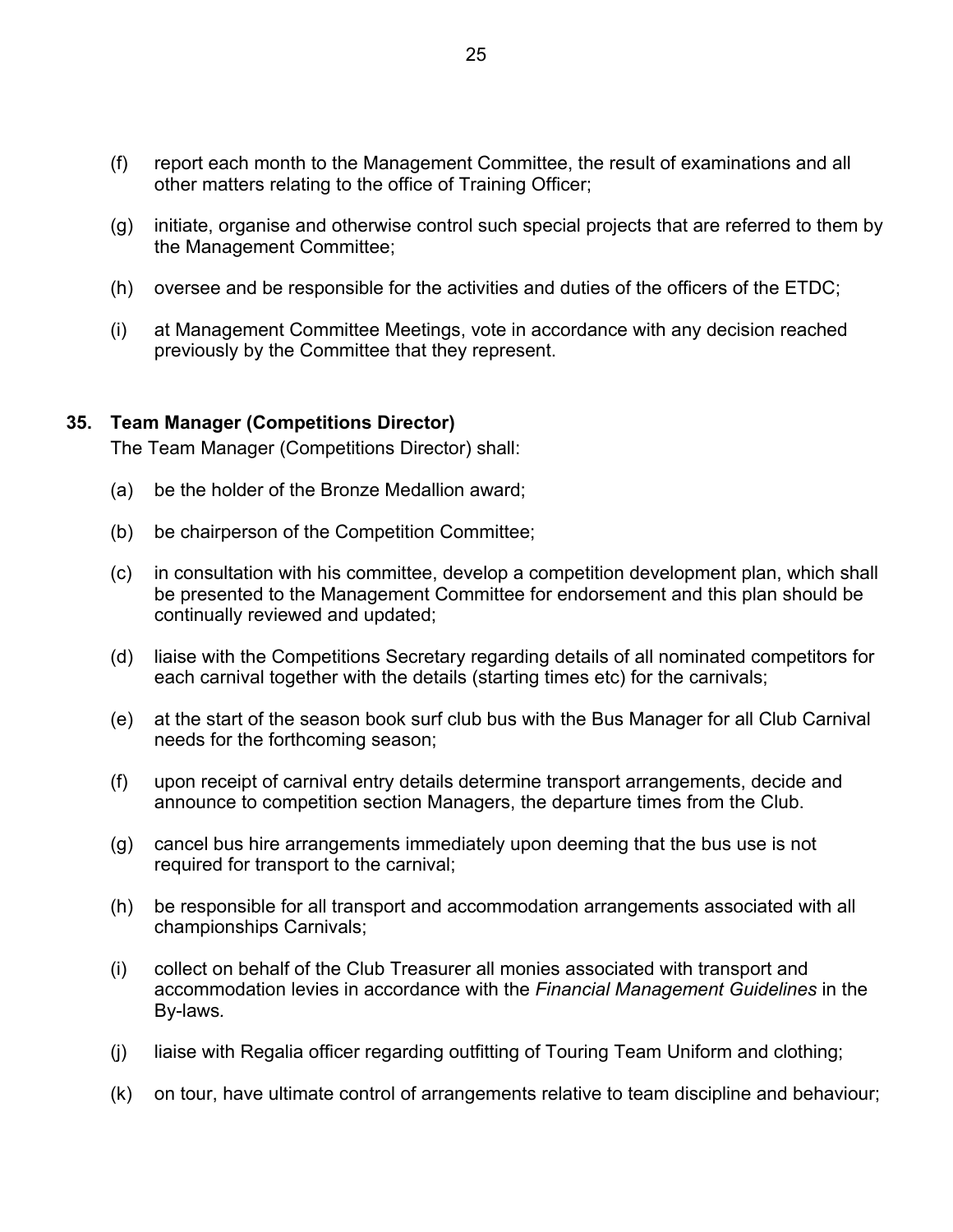(f) report each month to the Management Committee, the result of examinations and all other matters relating to the office of Training Officer;

(g) initiate, organise and otherwise control such special projects that are referred to them by the Management Committee;

(h) oversee and be responsible for the activities and duties of the officers of the ETDC;

(i) at Management Committee Meetings, vote in accordance with any decision reached previously by the Committee that they represent.

**35. Team Manager (Competitions Director)**

The Team Manager (Competitions Director) shall:

(a) be the holder of the Bronze Medallion award;

(b) be chairperson of the Competition Committee;

(c) in consultation with his committee, develop a competition development plan, which shall be presented to the Management Committee for endorsement and this plan should be continually reviewed and updated;

(d) liaise with the Competitions Secretary regarding details of all nominated competitors for each carnival together with the details (starting times etc) for the carnivals;

(e) at the start of the season book surf club bus with the Bus Manager for all Club Carnival needs for the forthcoming season;

(f) upon receipt of carnival entry details determine transport arrangements, decide and announce to competition section Managers, the departure times from the Club.

(g) cancel bus hire arrangements immediately upon deeming that the bus use is not required for transport to the carnival;

(h) be responsible for all transport and accommodation arrangements associated with all championships Carnivals;

(i) collect on behalf of the Club Treasurer all monies associated with transport and accommodation levies in accordance with the *Financial Management Guidelines* in the By-laws.

(j) liaise with Regalia officer regarding outfitting of Touring Team Uniform and clothing;

(k) on tour, have ultimate control of arrangements relative to team discipline and behaviour;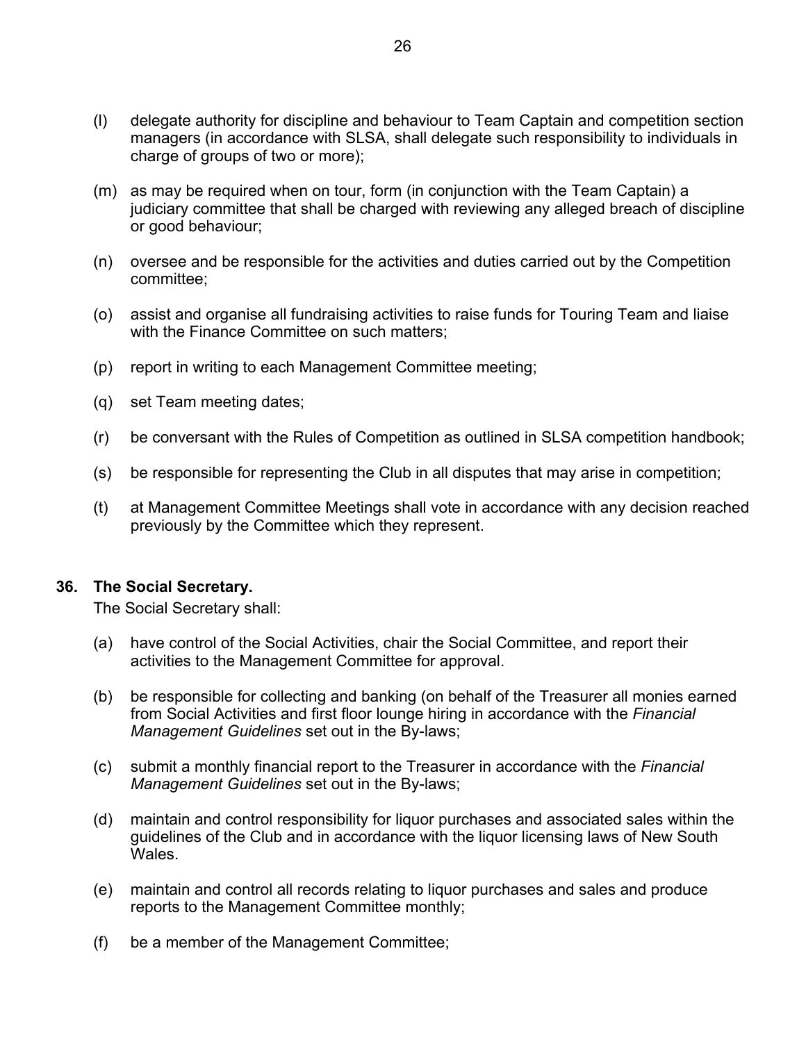(l) delegate authority for discipline and behaviour to Team Captain and competition section managers (in accordance with SLSA, shall delegate such responsibility to individuals in charge of groups of two or more);

(m) as may be required when on tour, form (in conjunction with the Team Captain) a judiciary committee that shall be charged with reviewing any alleged breach of discipline or good behaviour;

(n) oversee and be responsible for the activities and duties carried out by the Competition committee;

(o) assist and organise all fundraising activities to raise funds for Touring Team and liaise with the Finance Committee on such matters;

(p) report in writing to each Management Committee meeting;

(q) set Team meeting dates;

(r) be conversant with the Rules of Competition as outlined in SLSA competition handbook;

(s) be responsible for representing the Club in all disputes that may arise in competition;

(t) at Management Committee Meetings shall vote in accordance with any decision reached previously by the Committee which they represent.

### 36. The Social Secretary.

The Social Secretary shall:

(a) have control of the Social Activities, chair the Social Committee, and report their activities to the Management Committee for approval.

(b) be responsible for collecting and banking (on behalf of the Treasurer all monies earned from Social Activities and first floor lounge hiring in accordance with the *Financial Management Guidelines* set out in the By-laws;

(c) submit a monthly financial report to the Treasurer in accordance with the *Financial Management Guidelines* set out in the By-laws;

(d) maintain and control responsibility for liquor purchases and associated sales within the guidelines of the Club and in accordance with the liquor licensing laws of New South Wales.

(e) maintain and control all records relating to liquor purchases and sales and produce reports to the Management Committee monthly;

(f) be a member of the Management Committee;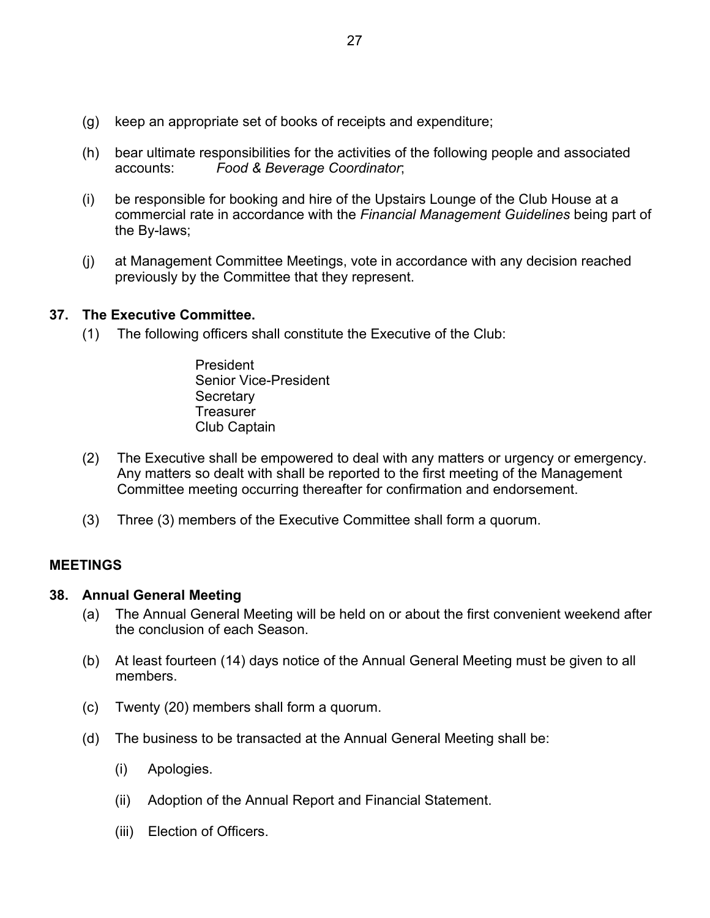(g) keep an appropriate set of books of receipts and expenditure;

(h) bear ultimate responsibilities for the activities of the following people and associated accounts: *Food & Beverage Coordinator*;

(i) be responsible for booking and hire of the Upstairs Lounge of the Club House at a commercial rate in accordance with the *Financial Management Guidelines* being part of the By-laws;

(j) at Management Committee Meetings, vote in accordance with any decision reached previously by the Committee that they represent.

**37. The Executive Committee.**

(1) The following officers shall constitute the Executive of the Club:

President
Senior Vice-President
Secretary
Treasurer
Club Captain

(2) The Executive shall be empowered to deal with any matters or urgency or emergency. Any matters so dealt with shall be reported to the first meeting of the Management Committee meeting occurring thereafter for confirmation and endorsement.

(3) Three (3) members of the Executive Committee shall form a quorum.

## MEETINGS

**38. Annual General Meeting**

(a) The Annual General Meeting will be held on or about the first convenient weekend after the conclusion of each Season.

(b) At least fourteen (14) days notice of the Annual General Meeting must be given to all members.

(c) Twenty (20) members shall form a quorum.

(d) The business to be transacted at the Annual General Meeting shall be:

(i) Apologies.

(ii) Adoption of the Annual Report and Financial Statement.

(iii) Election of Officers.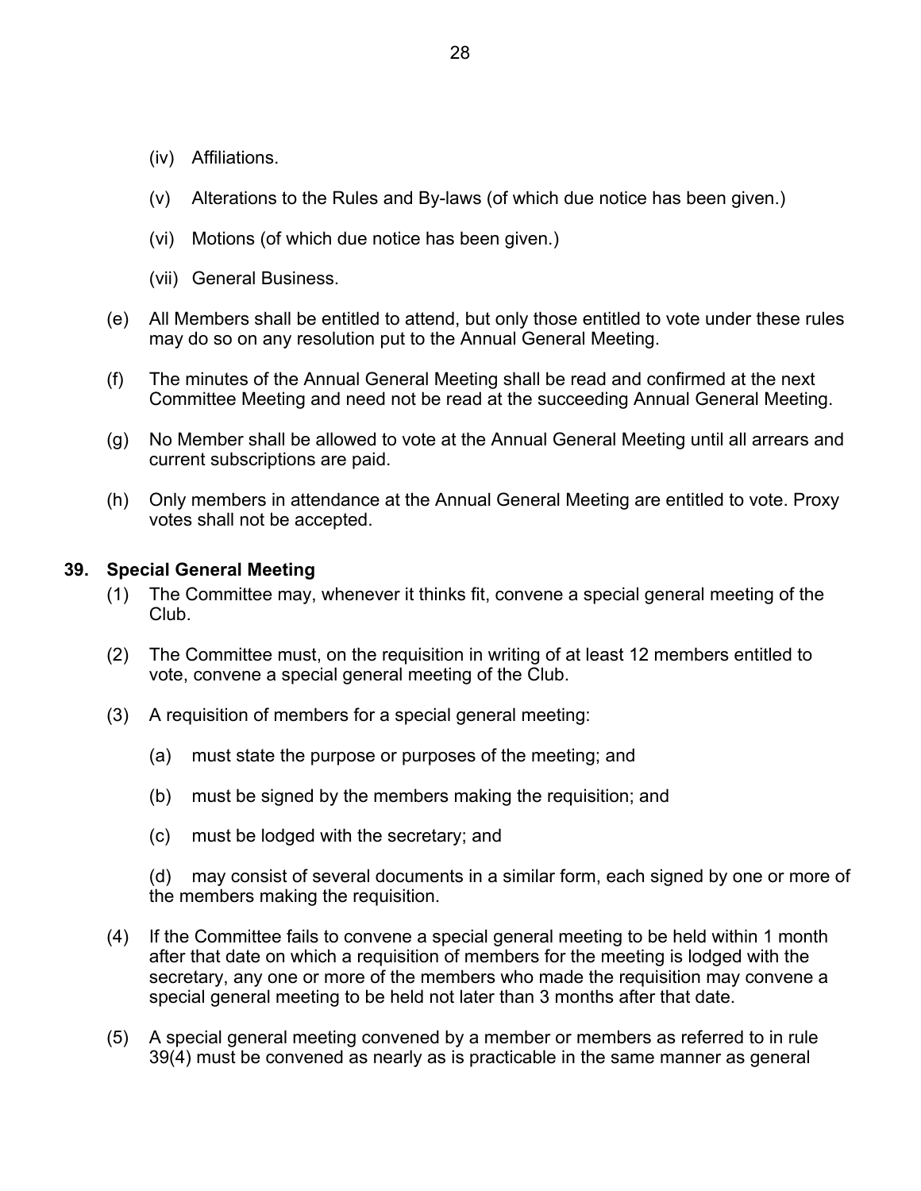- (iv) Affiliations.
- (v) Alterations to the Rules and By-laws (of which due notice has been given.)
- (vi) Motions (of which due notice has been given.)
- (vii) General Business.

(e) All Members shall be entitled to attend, but only those entitled to vote under these rules may do so on any resolution put to the Annual General Meeting.

(f) The minutes of the Annual General Meeting shall be read and confirmed at the next Committee Meeting and need not be read at the succeeding Annual General Meeting.

(g) No Member shall be allowed to vote at the Annual General Meeting until all arrears and current subscriptions are paid.

(h) Only members in attendance at the Annual General Meeting are entitled to vote. Proxy votes shall not be accepted.

**39. Special General Meeting**

(1) The Committee may, whenever it thinks fit, convene a special general meeting of the Club.

(2) The Committee must, on the requisition in writing of at least 12 members entitled to vote, convene a special general meeting of the Club.

(3) A requisition of members for a special general meeting:

- (a) must state the purpose or purposes of the meeting; and
- (b) must be signed by the members making the requisition; and
- (c) must be lodged with the secretary; and
- (d) may consist of several documents in a similar form, each signed by one or more of the members making the requisition.

(4) If the Committee fails to convene a special general meeting to be held within 1 month after that date on which a requisition of members for the meeting is lodged with the secretary, any one or more of the members who made the requisition may convene a special general meeting to be held not later than 3 months after that date.

(5) A special general meeting convened by a member or members as referred to in rule 39(4) must be convened as nearly as is practicable in the same manner as general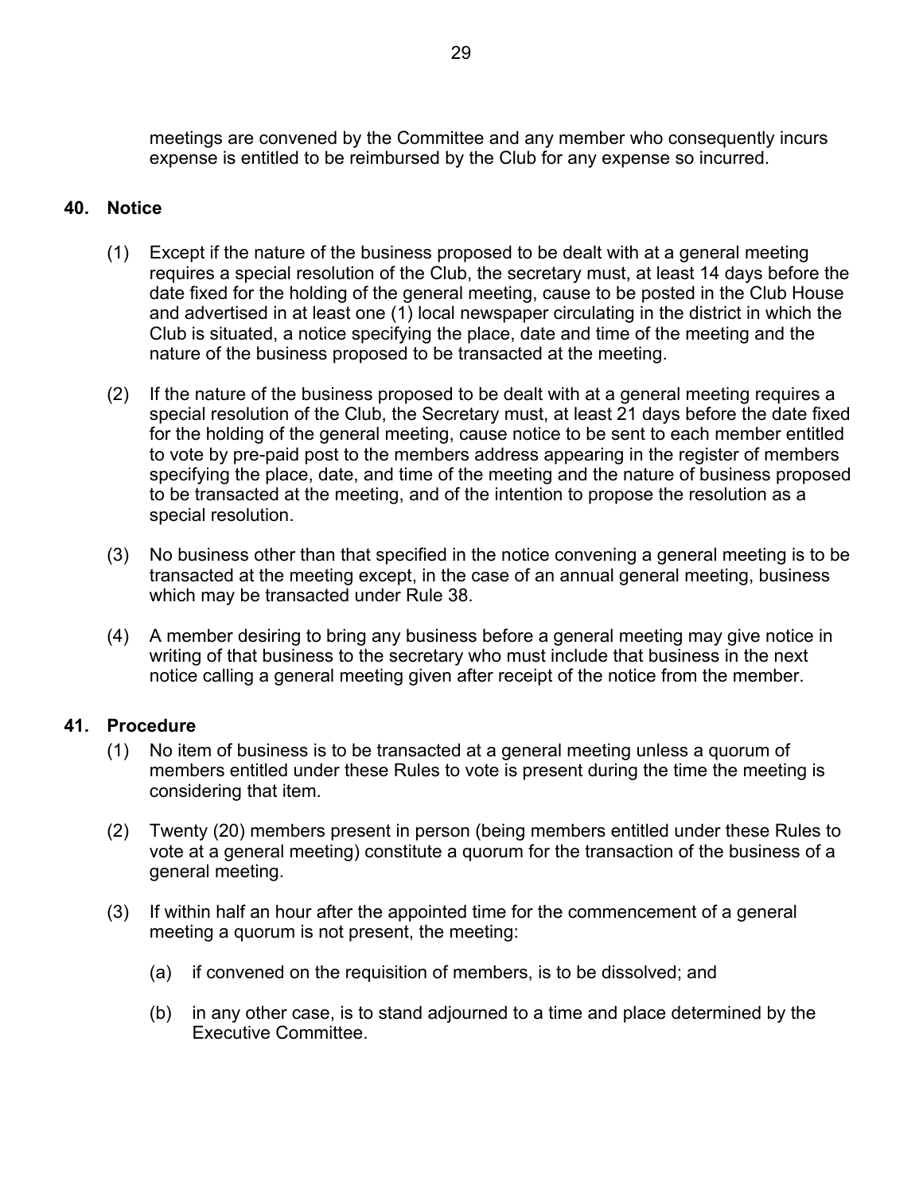meetings are convened by the Committee and any member who consequently incurs expense is entitled to be reimbursed by the Club for any expense so incurred.

## 40. Notice

(1) Except if the nature of the business proposed to be dealt with at a general meeting requires a special resolution of the Club, the secretary must, at least 14 days before the date fixed for the holding of the general meeting, cause to be posted in the Club House and advertised in at least one (1) local newspaper circulating in the district in which the Club is situated, a notice specifying the place, date and time of the meeting and the nature of the business proposed to be transacted at the meeting.

(2) If the nature of the business proposed to be dealt with at a general meeting requires a special resolution of the Club, the Secretary must, at least 21 days before the date fixed for the holding of the general meeting, cause notice to be sent to each member entitled to vote by pre-paid post to the members address appearing in the register of members specifying the place, date, and time of the meeting and the nature of business proposed to be transacted at the meeting, and of the intention to propose the resolution as a special resolution.

(3) No business other than that specified in the notice convening a general meeting is to be transacted at the meeting except, in the case of an annual general meeting, business which may be transacted under Rule 38.

(4) A member desiring to bring any business before a general meeting may give notice in writing of that business to the secretary who must include that business in the next notice calling a general meeting given after receipt of the notice from the member.

## 41. Procedure

(1) No item of business is to be transacted at a general meeting unless a quorum of members entitled under these Rules to vote is present during the time the meeting is considering that item.

(2) Twenty (20) members present in person (being members entitled under these Rules to vote at a general meeting) constitute a quorum for the transaction of the business of a general meeting.

(3) If within half an hour after the appointed time for the commencement of a general meeting a quorum is not present, the meeting:

(a) if convened on the requisition of members, is to be dissolved; and

(b) in any other case, is to stand adjourned to a time and place determined by the Executive Committee.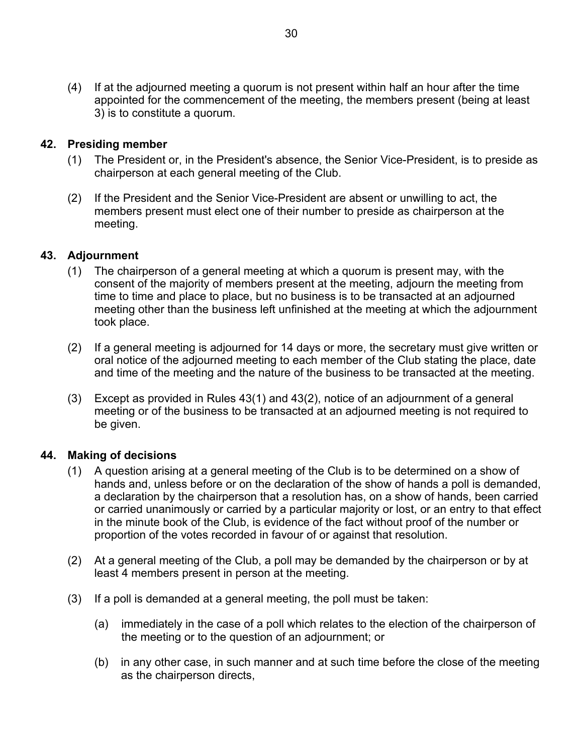(4) If at the adjourned meeting a quorum is not present within half an hour after the time appointed for the commencement of the meeting, the members present (being at least 3) is to constitute a quorum.

### 42. Presiding member

(1) The President or, in the President's absence, the Senior Vice-President, is to preside as chairperson at each general meeting of the Club.

(2) If the President and the Senior Vice-President are absent or unwilling to act, the members present must elect one of their number to preside as chairperson at the meeting.

### 43. Adjournment

(1) The chairperson of a general meeting at which a quorum is present may, with the consent of the majority of members present at the meeting, adjourn the meeting from time to time and place to place, but no business is to be transacted at an adjourned meeting other than the business left unfinished at the meeting at which the adjournment took place.

(2) If a general meeting is adjourned for 14 days or more, the secretary must give written or oral notice of the adjourned meeting to each member of the Club stating the place, date and time of the meeting and the nature of the business to be transacted at the meeting.

(3) Except as provided in Rules 43(1) and 43(2), notice of an adjournment of a general meeting or of the business to be transacted at an adjourned meeting is not required to be given.

### 44. Making of decisions

(1) A question arising at a general meeting of the Club is to be determined on a show of hands and, unless before or on the declaration of the show of hands a poll is demanded, a declaration by the chairperson that a resolution has, on a show of hands, been carried or carried unanimously or carried by a particular majority or lost, or an entry to that effect in the minute book of the Club, is evidence of the fact without proof of the number or proportion of the votes recorded in favour of or against that resolution.

(2) At a general meeting of the Club, a poll may be demanded by the chairperson or by at least 4 members present in person at the meeting.

(3) If a poll is demanded at a general meeting, the poll must be taken:

  (a) immediately in the case of a poll which relates to the election of the chairperson of the meeting or to the question of an adjournment; or

  (b) in any other case, in such manner and at such time before the close of the meeting as the chairperson directs,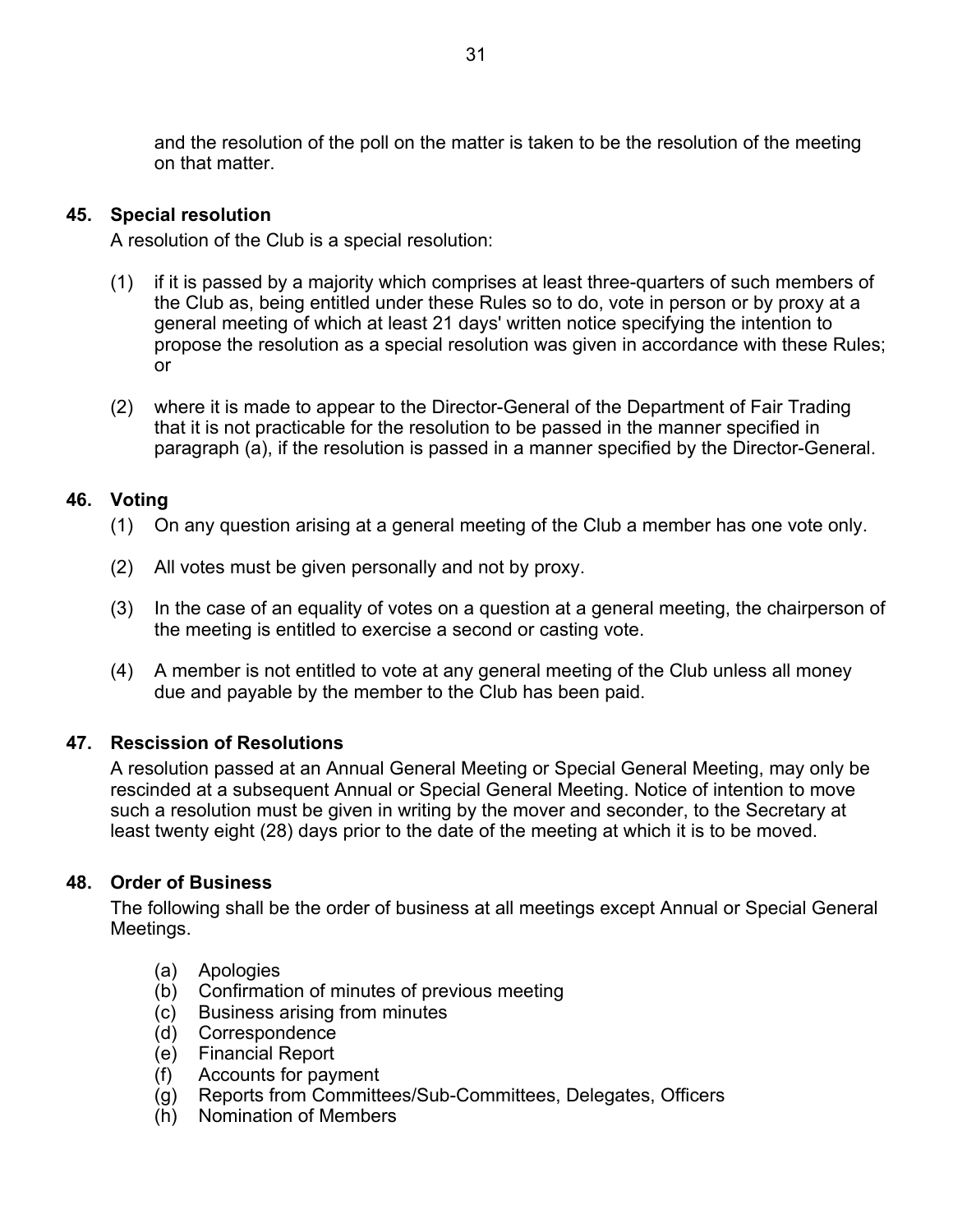and the resolution of the poll on the matter is taken to be the resolution of the meeting on that matter.

### 45. Special resolution

A resolution of the Club is a special resolution:

(1) if it is passed by a majority which comprises at least three-quarters of such members of the Club as, being entitled under these Rules so to do, vote in person or by proxy at a general meeting of which at least 21 days' written notice specifying the intention to propose the resolution as a special resolution was given in accordance with these Rules; or

(2) where it is made to appear to the Director-General of the Department of Fair Trading that it is not practicable for the resolution to be passed in the manner specified in paragraph (a), if the resolution is passed in a manner specified by the Director-General.

### 46. Voting

(1) On any question arising at a general meeting of the Club a member has one vote only.

(2) All votes must be given personally and not by proxy.

(3) In the case of an equality of votes on a question at a general meeting, the chairperson of the meeting is entitled to exercise a second or casting vote.

(4) A member is not entitled to vote at any general meeting of the Club unless all money due and payable by the member to the Club has been paid.

### 47. Rescission of Resolutions

A resolution passed at an Annual General Meeting or Special General Meeting, may only be rescinded at a subsequent Annual or Special General Meeting. Notice of intention to move such a resolution must be given in writing by the mover and seconder, to the Secretary at least twenty eight (28) days prior to the date of the meeting at which it is to be moved.

### 48. Order of Business

The following shall be the order of business at all meetings except Annual or Special General Meetings.

(a) Apologies
(b) Confirmation of minutes of previous meeting
(c) Business arising from minutes
(d) Correspondence
(e) Financial Report
(f) Accounts for payment
(g) Reports from Committees/Sub-Committees, Delegates, Officers
(h) Nomination of Members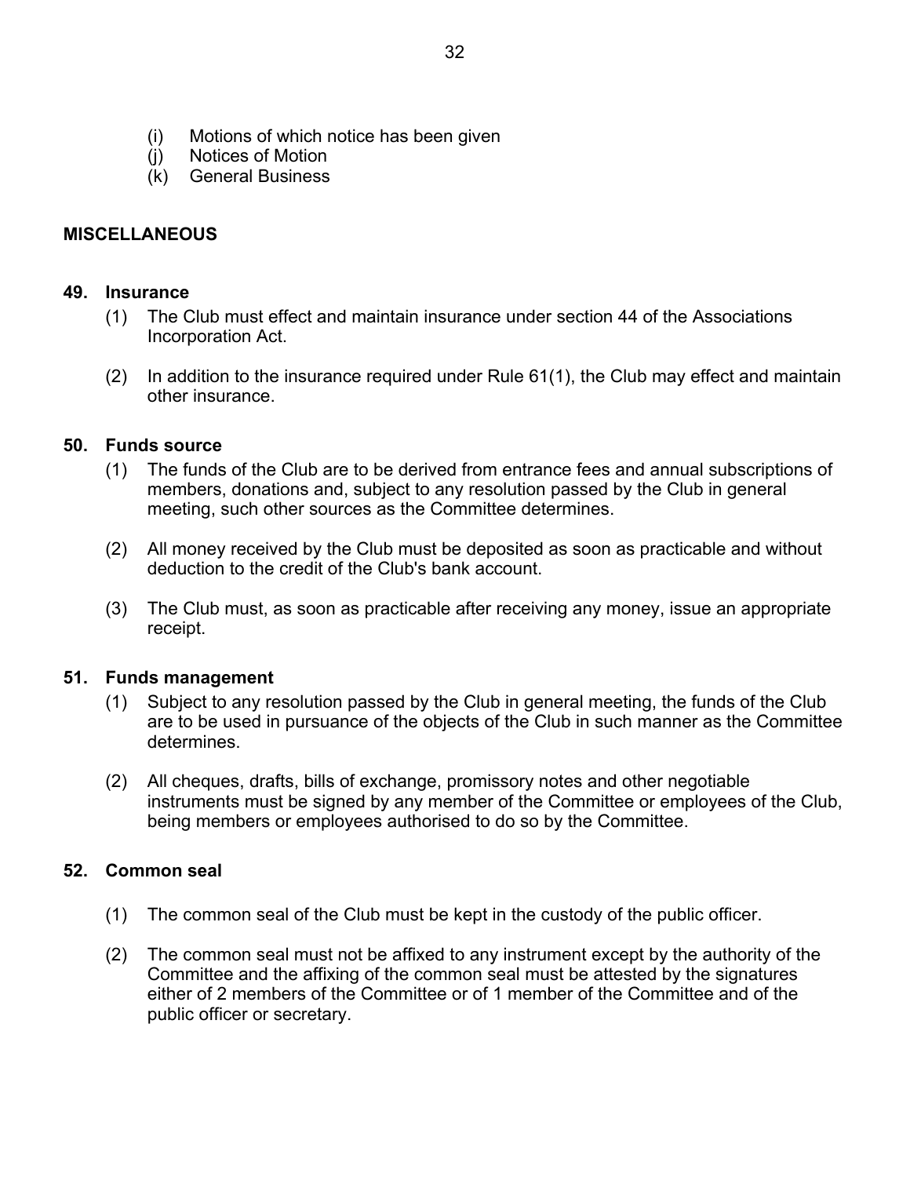(i) Motions of which notice has been given
(j) Notices of Motion
(k) General Business

## MISCELLANEOUS

### 49. Insurance

(1) The Club must effect and maintain insurance under section 44 of the Associations Incorporation Act.

(2) In addition to the insurance required under Rule 61(1), the Club may effect and maintain other insurance.

### 50. Funds source

(1) The funds of the Club are to be derived from entrance fees and annual subscriptions of members, donations and, subject to any resolution passed by the Club in general meeting, such other sources as the Committee determines.

(2) All money received by the Club must be deposited as soon as practicable and without deduction to the credit of the Club's bank account.

(3) The Club must, as soon as practicable after receiving any money, issue an appropriate receipt.

### 51. Funds management

(1) Subject to any resolution passed by the Club in general meeting, the funds of the Club are to be used in pursuance of the objects of the Club in such manner as the Committee determines.

(2) All cheques, drafts, bills of exchange, promissory notes and other negotiable instruments must be signed by any member of the Committee or employees of the Club, being members or employees authorised to do so by the Committee.

### 52. Common seal

(1) The common seal of the Club must be kept in the custody of the public officer.

(2) The common seal must not be affixed to any instrument except by the authority of the Committee and the affixing of the common seal must be attested by the signatures either of 2 members of the Committee or of 1 member of the Committee and of the public officer or secretary.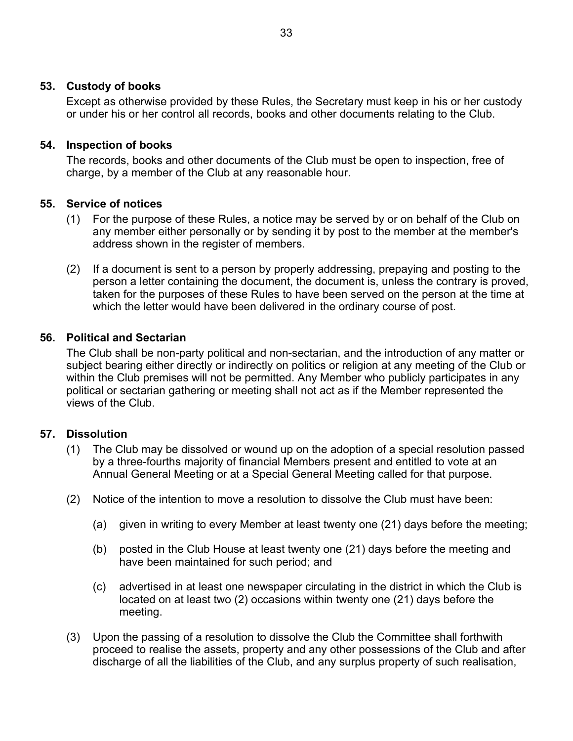## 53. Custody of books

Except as otherwise provided by these Rules, the Secretary must keep in his or her custody or under his or her control all records, books and other documents relating to the Club.

## 54. Inspection of books

The records, books and other documents of the Club must be open to inspection, free of charge, by a member of the Club at any reasonable hour.

## 55. Service of notices

(1) For the purpose of these Rules, a notice may be served by or on behalf of the Club on any member either personally or by sending it by post to the member at the member's address shown in the register of members.

(2) If a document is sent to a person by properly addressing, prepaying and posting to the person a letter containing the document, the document is, unless the contrary is proved, taken for the purposes of these Rules to have been served on the person at the time at which the letter would have been delivered in the ordinary course of post.

## 56. Political and Sectarian

The Club shall be non-party political and non-sectarian, and the introduction of any matter or subject bearing either directly or indirectly on politics or religion at any meeting of the Club or within the Club premises will not be permitted. Any Member who publicly participates in any political or sectarian gathering or meeting shall not act as if the Member represented the views of the Club.

## 57. Dissolution

(1) The Club may be dissolved or wound up on the adoption of a special resolution passed by a three-fourths majority of financial Members present and entitled to vote at an Annual General Meeting or at a Special General Meeting called for that purpose.

(2) Notice of the intention to move a resolution to dissolve the Club must have been:

   (a) given in writing to every Member at least twenty one (21) days before the meeting;

   (b) posted in the Club House at least twenty one (21) days before the meeting and have been maintained for such period; and

   (c) advertised in at least one newspaper circulating in the district in which the Club is located on at least two (2) occasions within twenty one (21) days before the meeting.

(3) Upon the passing of a resolution to dissolve the Club the Committee shall forthwith proceed to realise the assets, property and any other possessions of the Club and after discharge of all the liabilities of the Club, and any surplus property of such realisation,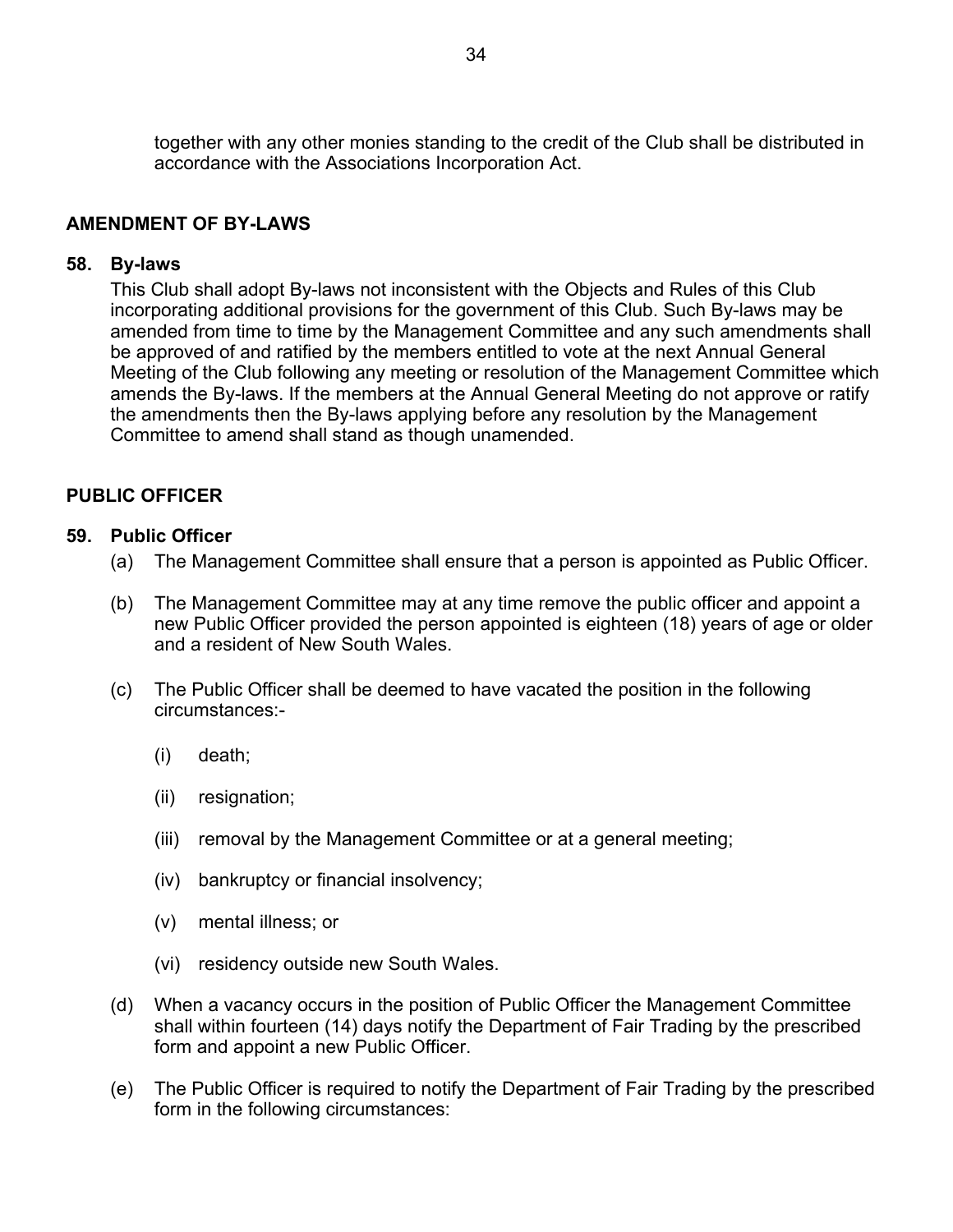together with any other monies standing to the credit of the Club shall be distributed in accordance with the Associations Incorporation Act.

## AMENDMENT OF BY-LAWS

### 58. By-laws

This Club shall adopt By-laws not inconsistent with the Objects and Rules of this Club incorporating additional provisions for the government of this Club. Such By-laws may be amended from time to time by the Management Committee and any such amendments shall be approved of and ratified by the members entitled to vote at the next Annual General Meeting of the Club following any meeting or resolution of the Management Committee which amends the By-laws. If the members at the Annual General Meeting do not approve or ratify the amendments then the By-laws applying before any resolution by the Management Committee to amend shall stand as though unamended.

## PUBLIC OFFICER

### 59. Public Officer

(a) The Management Committee shall ensure that a person is appointed as Public Officer.

(b) The Management Committee may at any time remove the public officer and appoint a new Public Officer provided the person appointed is eighteen (18) years of age or older and a resident of New South Wales.

(c) The Public Officer shall be deemed to have vacated the position in the following circumstances:-

- (i) death;
- (ii) resignation;
- (iii) removal by the Management Committee or at a general meeting;
- (iv) bankruptcy or financial insolvency;
- (v) mental illness; or
- (vi) residency outside new South Wales.

(d) When a vacancy occurs in the position of Public Officer the Management Committee shall within fourteen (14) days notify the Department of Fair Trading by the prescribed form and appoint a new Public Officer.

(e) The Public Officer is required to notify the Department of Fair Trading by the prescribed form in the following circumstances: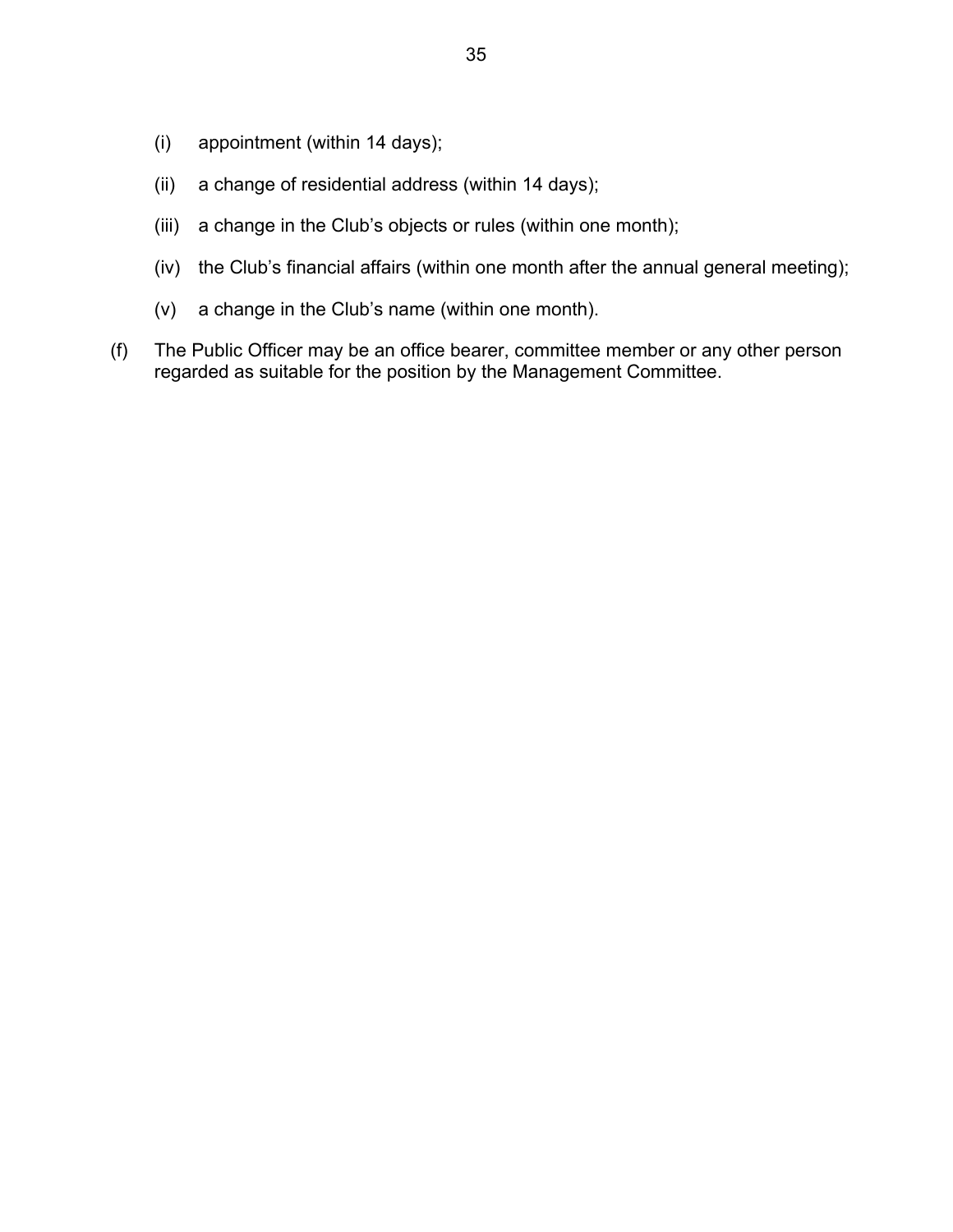(i) appointment (within 14 days);

(ii) a change of residential address (within 14 days);

(iii) a change in the Club’s objects or rules (within one month);

(iv) the Club’s financial affairs (within one month after the annual general meeting);

(v) a change in the Club’s name (within one month).

(f) The Public Officer may be an office bearer, committee member or any other person regarded as suitable for the position by the Management Committee.